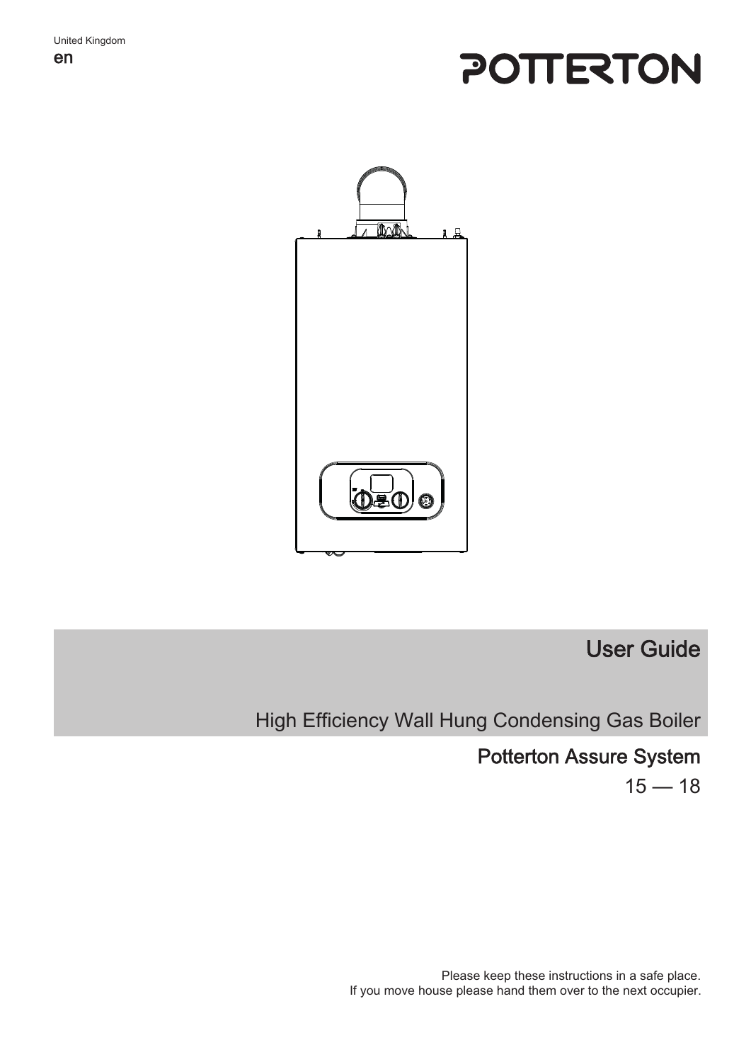United Kingdom

en

POTTERTON

# User Guide

## High Efficiency Wall Hung Condensing Gas Boiler

## Potterton Assure System

15 — 18

Please keep these instructions in a safe place.
If you move house please hand them over to the next occupier.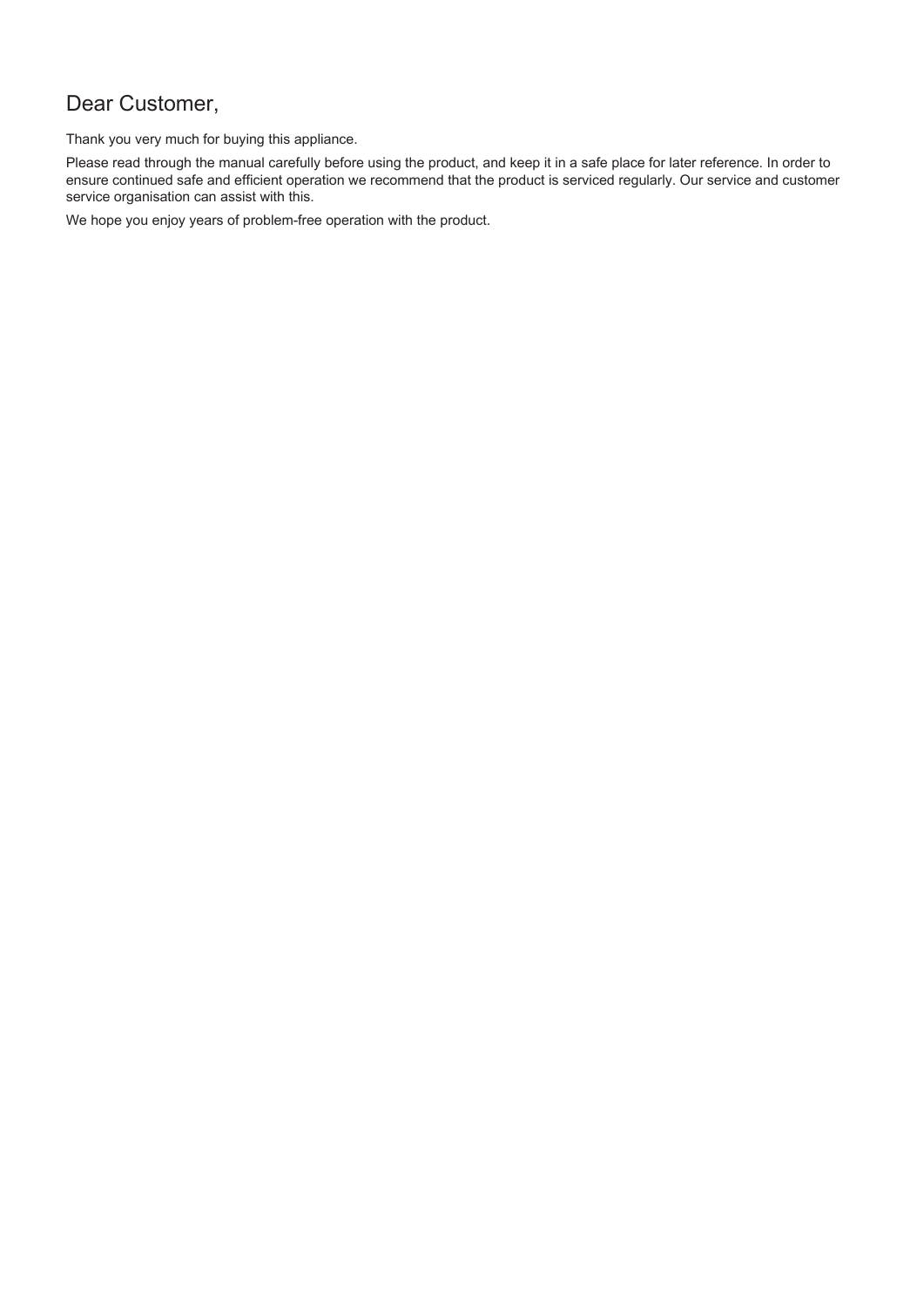# Dear Customer,

Thank you very much for buying this appliance.

Please read through the manual carefully before using the product, and keep it in a safe place for later reference. In order to ensure continued safe and efficient operation we recommend that the product is serviced regularly. Our service and customer service organisation can assist with this.

We hope you enjoy years of problem-free operation with the product.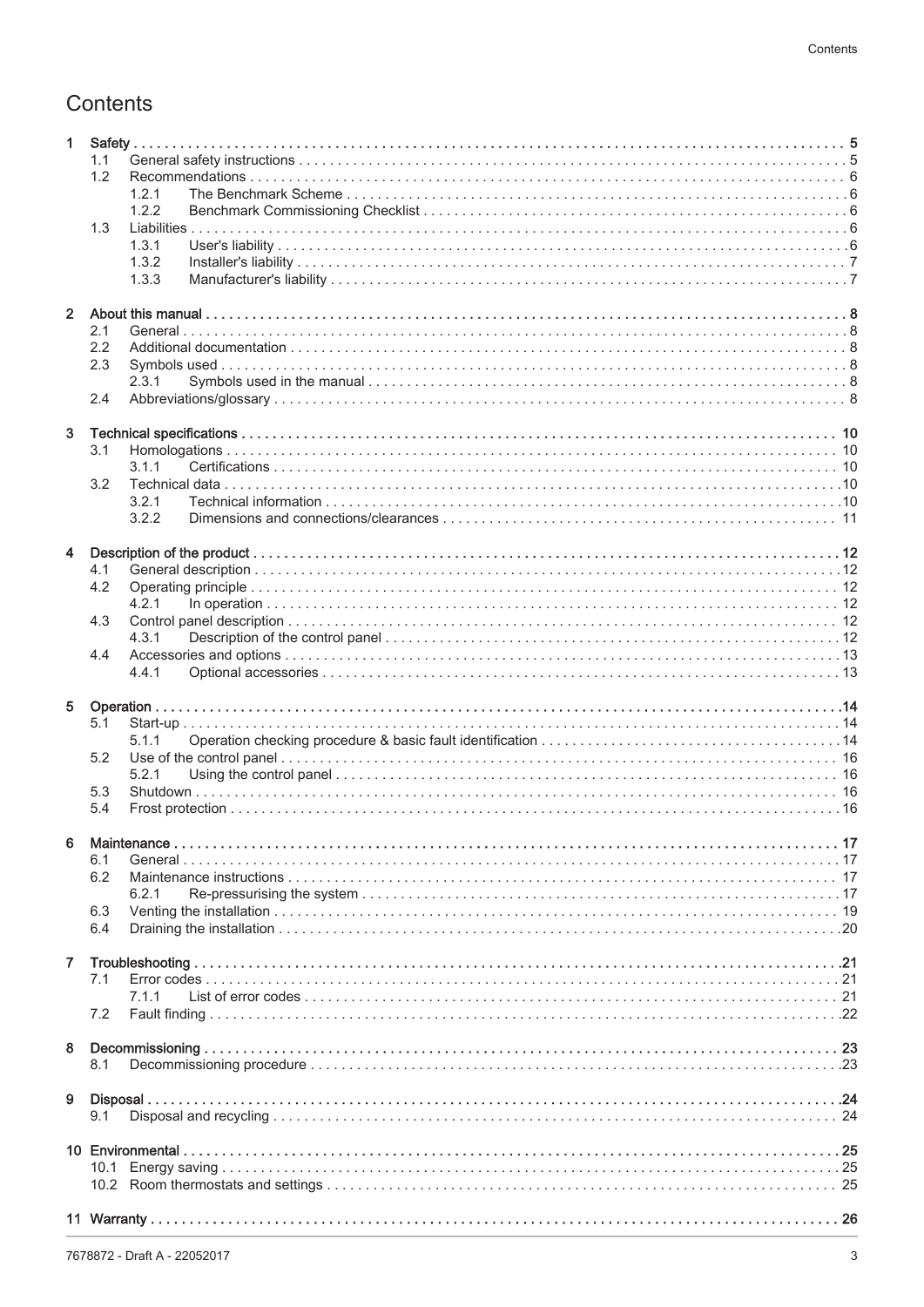# Contents

1 Safety . . . 5
- 1.1 General safety instructions . . . 5
- 1.2 Recommendations . . . 6
  - 1.2.1 The Benchmark Scheme . . . 6
  - 1.2.2 Benchmark Commissioning Checklist . . . 6
- 1.3 Liabilities . . . 6
  - 1.3.1 User's liability . . . 6
  - 1.3.2 Installer's liability . . . 7
  - 1.3.3 Manufacturer's liability . . . 7

2 About this manual . . . 8
- 2.1 General . . . 8
- 2.2 Additional documentation . . . 8
- 2.3 Symbols used . . . 8
  - 2.3.1 Symbols used in the manual . . . 8
- 2.4 Abbreviations/glossary . . . 8

3 Technical specifications . . . 10
- 3.1 Homologations . . . 10
  - 3.1.1 Certifications . . . 10
- 3.2 Technical data . . . 10
  - 3.2.1 Technical information . . . 10
  - 3.2.2 Dimensions and connections/clearances . . . 11

4 Description of the product . . . 12
- 4.1 General description . . . 12
- 4.2 Operating principle . . . 12
  - 4.2.1 In operation . . . 12
- 4.3 Control panel description . . . 12
  - 4.3.1 Description of the control panel . . . 12
- 4.4 Accessories and options . . . 13
  - 4.4.1 Optional accessories . . . 13

5 Operation . . . 14
- 5.1 Start-up . . . 14
  - 5.1.1 Operation checking procedure & basic fault identification . . . 14
- 5.2 Use of the control panel . . . 16
  - 5.2.1 Using the control panel . . . 16
- 5.3 Shutdown . . . 16
- 5.4 Frost protection . . . 16

6 Maintenance . . . 17
- 6.1 General . . . 17
- 6.2 Maintenance instructions . . . 17
  - 6.2.1 Re-pressurising the system . . . 17
- 6.3 Venting the installation . . . 19
- 6.4 Draining the installation . . . 20

7 Troubleshooting . . . 21
- 7.1 Error codes . . . 21
  - 7.1.1 List of error codes . . . 21
- 7.2 Fault finding . . . 22

8 Decommissioning . . . 23
- 8.1 Decommissioning procedure . . . 23

9 Disposal . . . 24
- 9.1 Disposal and recycling . . . 24

10 Environmental . . . 25
- 10.1 Energy saving . . . 25
- 10.2 Room thermostats and settings . . . 25

11 Warranty . . . 26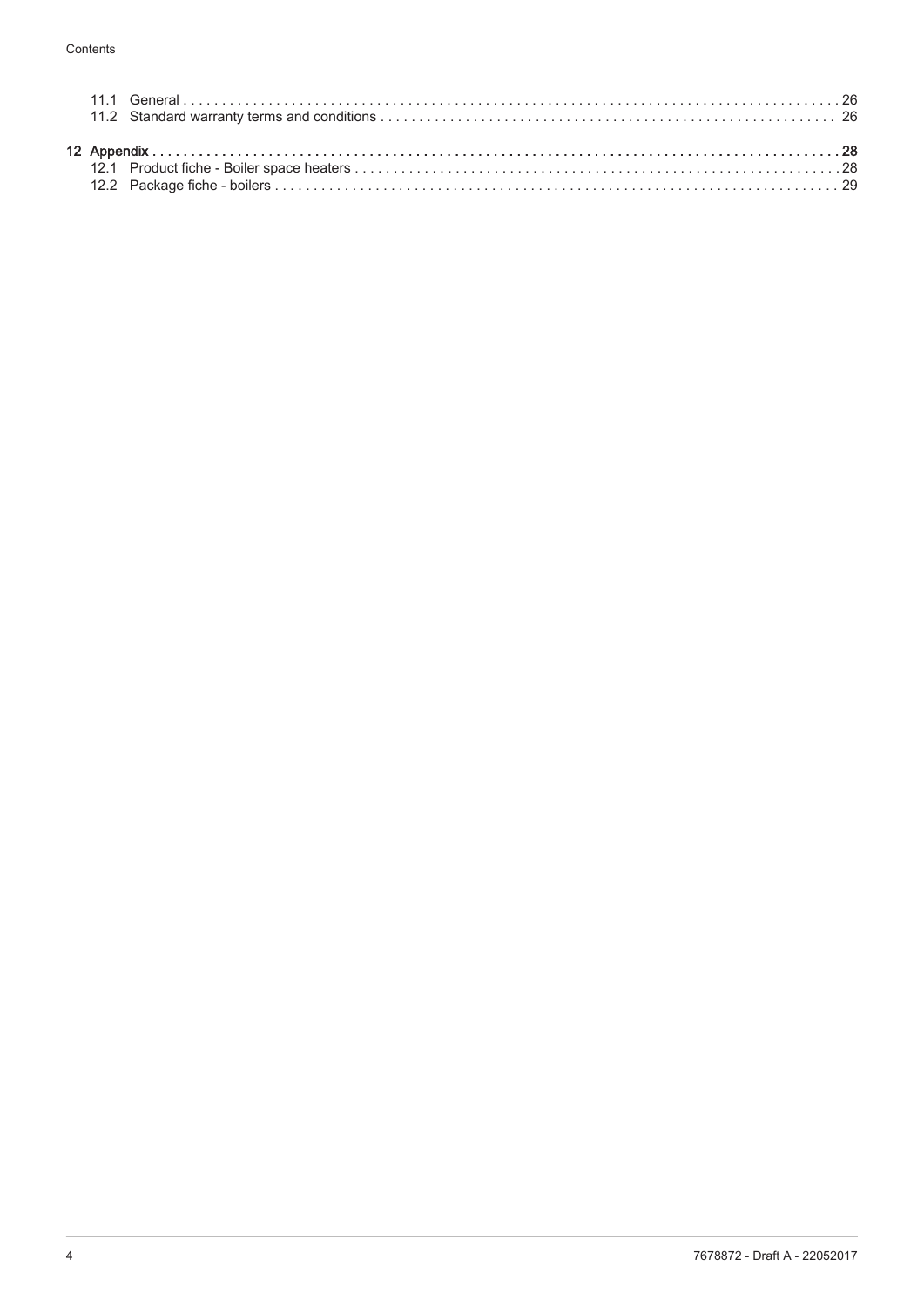11.1 General . . . . . . . . . . . . . . . . . . . . . . . . . . . . . . . . . . . . . . . . . . . . . . . . . . . . . . . . . . . . . . . . . . . . . . . . . . . . . . 26
11.2 Standard warranty terms and conditions . . . . . . . . . . . . . . . . . . . . . . . . . . . . . . . . . . . . . . . . . . . . . . . . . . . . . . . . . . . 26

**12 Appendix** . . . . . . . . . . . . . . . . . . . . . . . . . . . . . . . . . . . . . . . . . . . . . . . . . . . . . . . . . . . . . . . . . . . . . . . . . . . . . . . . . . . **28**
12.1 Product fiche - Boiler space heaters . . . . . . . . . . . . . . . . . . . . . . . . . . . . . . . . . . . . . . . . . . . . . . . . . . . . . . . . . . . . . . 28
12.2 Package fiche - boilers . . . . . . . . . . . . . . . . . . . . . . . . . . . . . . . . . . . . . . . . . . . . . . . . . . . . . . . . . . . . . . . . . . . . . . . . . 29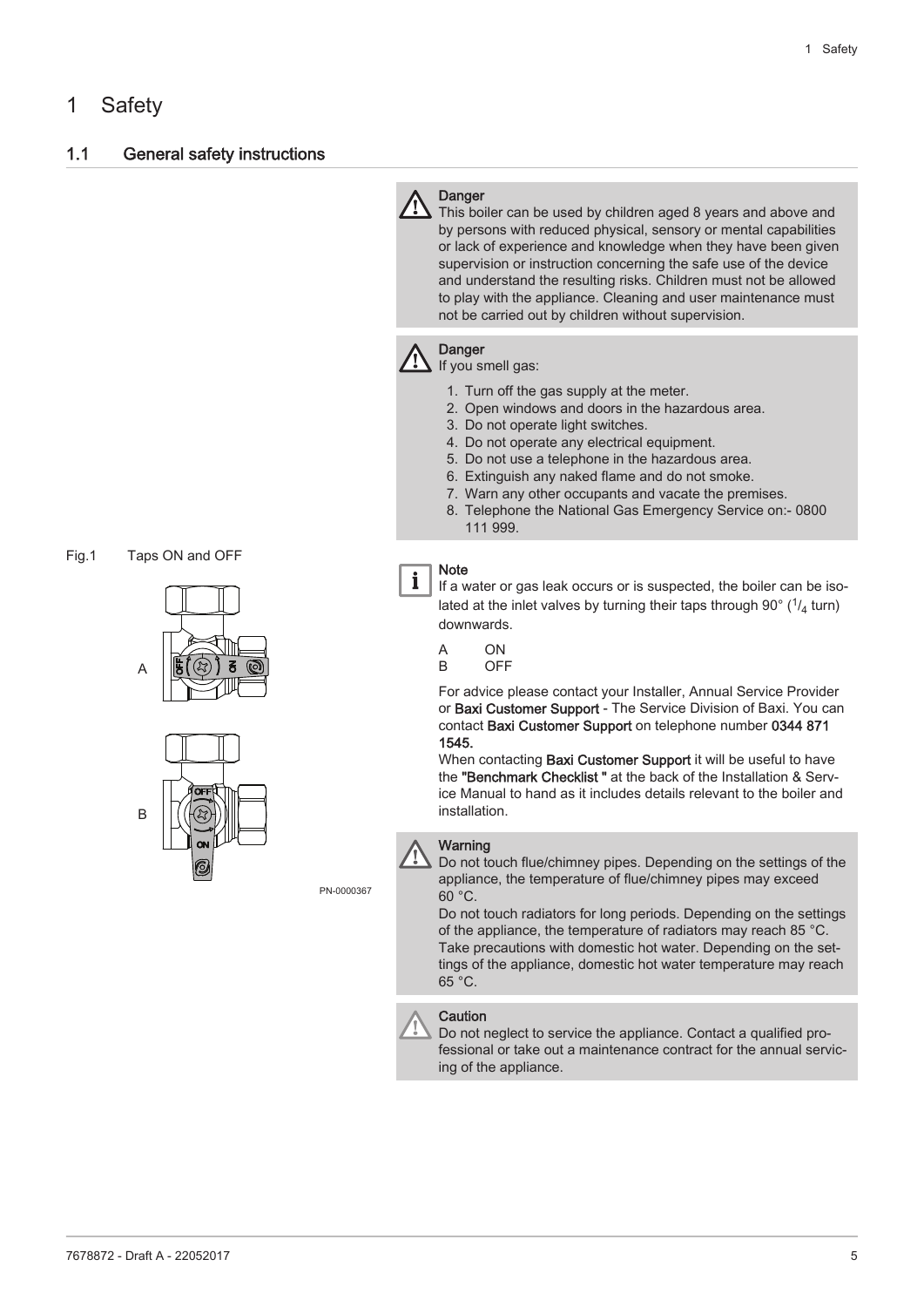# 1 Safety

## 1.1 General safety instructions

**Danger**

This boiler can be used by children aged 8 years and above and by persons with reduced physical, sensory or mental capabilities or lack of experience and knowledge when they have been given supervision or instruction concerning the safe use of the device and understand the resulting risks. Children must not be allowed to play with the appliance. Cleaning and user maintenance must not be carried out by children without supervision.

**Danger**

If you smell gas:

1. Turn off the gas supply at the meter.
2. Open windows and doors in the hazardous area.
3. Do not operate light switches.
4. Do not operate any electrical equipment.
5. Do not use a telephone in the hazardous area.
6. Extinguish any naked flame and do not smoke.
7. Warn any other occupants and vacate the premises.
8. Telephone the National Gas Emergency Service on:- 0800 111 999.

Fig.1 Taps ON and OFF

**Note**

If a water or gas leak occurs or is suspected, the boiler can be isolated at the inlet valves by turning their taps through 90° ($^1/_4$ turn) downwards.

A ON
B OFF

For advice please contact your Installer, Annual Service Provider or **Baxi Customer Support** - The Service Division of Baxi. You can contact **Baxi Customer Support** on telephone number **0344 871 1545.**

When contacting **Baxi Customer Support** it will be useful to have the **"Benchmark Checklist "** at the back of the Installation & Service Manual to hand as it includes details relevant to the boiler and installation.

**Warning**

Do not touch flue/chimney pipes. Depending on the settings of the appliance, the temperature of flue/chimney pipes may exceed 60 °C.

Do not touch radiators for long periods. Depending on the settings of the appliance, the temperature of radiators may reach 85 °C.

Take precautions with domestic hot water. Depending on the settings of the appliance, domestic hot water temperature may reach 65 °C.

**Caution**

Do not neglect to service the appliance. Contact a qualified professional or take out a maintenance contract for the annual servicing of the appliance.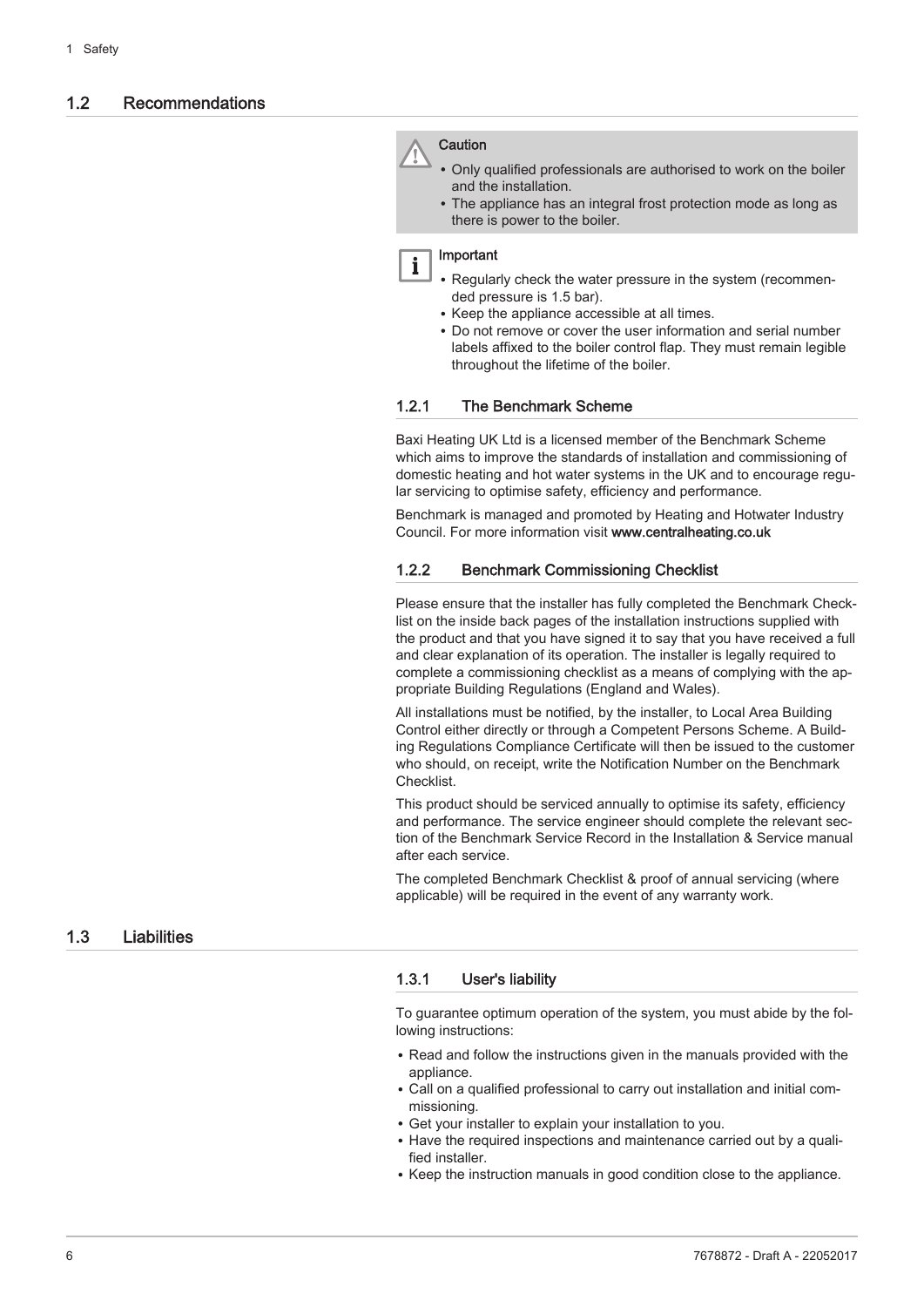## 1.2 Recommendations

> **Caution**
>
> - Only qualified professionals are authorised to work on the boiler and the installation.
> - The appliance has an integral frost protection mode as long as there is power to the boiler.

> **Important**
>
> - Regularly check the water pressure in the system (recommended pressure is 1.5 bar).
> - Keep the appliance accessible at all times.
> - Do not remove or cover the user information and serial number labels affixed to the boiler control flap. They must remain legible throughout the lifetime of the boiler.

### 1.2.1 The Benchmark Scheme

Baxi Heating UK Ltd is a licensed member of the Benchmark Scheme which aims to improve the standards of installation and commissioning of domestic heating and hot water systems in the UK and to encourage regular servicing to optimise safety, efficiency and performance.

Benchmark is managed and promoted by Heating and Hotwater Industry Council. For more information visit **www.centralheating.co.uk**

### 1.2.2 Benchmark Commissioning Checklist

Please ensure that the installer has fully completed the Benchmark Checklist on the inside back pages of the installation instructions supplied with the product and that you have signed it to say that you have received a full and clear explanation of its operation. The installer is legally required to complete a commissioning checklist as a means of complying with the appropriate Building Regulations (England and Wales).

All installations must be notified, by the installer, to Local Area Building Control either directly or through a Competent Persons Scheme. A Building Regulations Compliance Certificate will then be issued to the customer who should, on receipt, write the Notification Number on the Benchmark Checklist.

This product should be serviced annually to optimise its safety, efficiency and performance. The service engineer should complete the relevant section of the Benchmark Service Record in the Installation & Service manual after each service.

The completed Benchmark Checklist & proof of annual servicing (where applicable) will be required in the event of any warranty work.

## 1.3 Liabilities

### 1.3.1 User's liability

To guarantee optimum operation of the system, you must abide by the following instructions:

- Read and follow the instructions given in the manuals provided with the appliance.
- Call on a qualified professional to carry out installation and initial commissioning.
- Get your installer to explain your installation to you.
- Have the required inspections and maintenance carried out by a qualified installer.
- Keep the instruction manuals in good condition close to the appliance.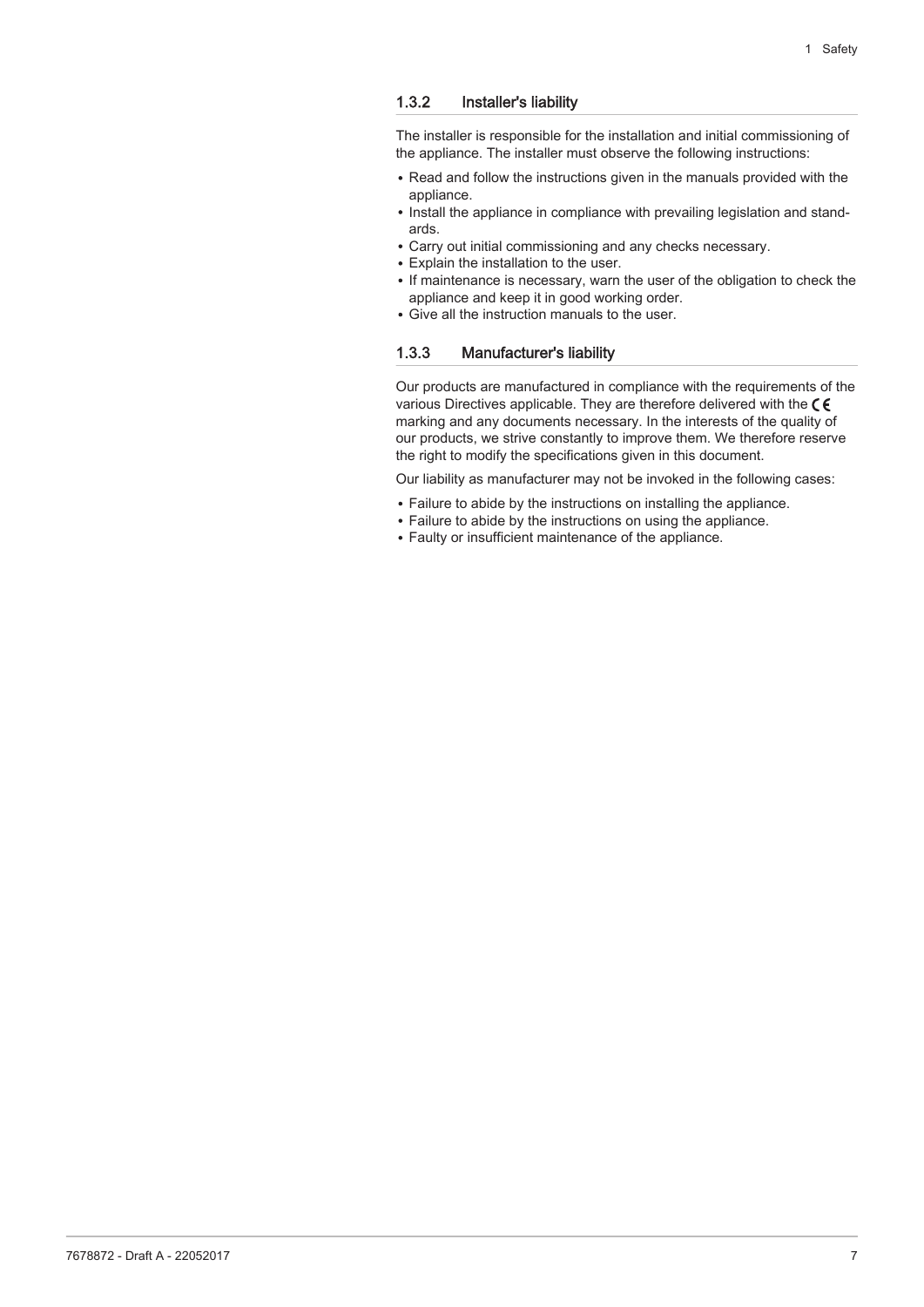### 1.3.2 Installer's liability

The installer is responsible for the installation and initial commissioning of the appliance. The installer must observe the following instructions:

- Read and follow the instructions given in the manuals provided with the appliance.
- Install the appliance in compliance with prevailing legislation and standards.
- Carry out initial commissioning and any checks necessary.
- Explain the installation to the user.
- If maintenance is necessary, warn the user of the obligation to check the appliance and keep it in good working order.
- Give all the instruction manuals to the user.

### 1.3.3 Manufacturer's liability

Our products are manufactured in compliance with the requirements of the various Directives applicable. They are therefore delivered with the CE marking and any documents necessary. In the interests of the quality of our products, we strive constantly to improve them. We therefore reserve the right to modify the specifications given in this document.

Our liability as manufacturer may not be invoked in the following cases:

- Failure to abide by the instructions on installing the appliance.
- Failure to abide by the instructions on using the appliance.
- Faulty or insufficient maintenance of the appliance.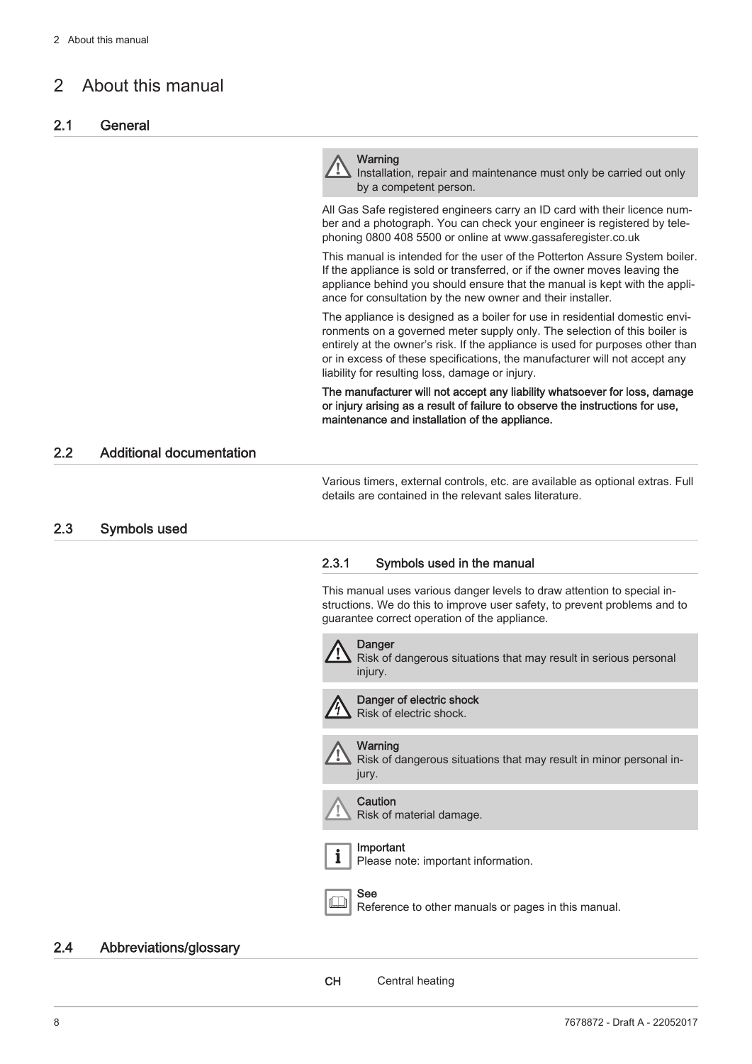# 2 About this manual

## 2.1 General

> **Warning**
> Installation, repair and maintenance must only be carried out only by a competent person.

All Gas Safe registered engineers carry an ID card with their licence number and a photograph. You can check your engineer is registered by telephoning 0800 408 5500 or online at www.gassaferegister.co.uk

This manual is intended for the user of the Potterton Assure System boiler. If the appliance is sold or transferred, or if the owner moves leaving the appliance behind you should ensure that the manual is kept with the appliance for consultation by the new owner and their installer.

The appliance is designed as a boiler for use in residential domestic environments on a governed meter supply only. The selection of this boiler is entirely at the owner's risk. If the appliance is used for purposes other than or in excess of these specifications, the manufacturer will not accept any liability for resulting loss, damage or injury.

**The manufacturer will not accept any liability whatsoever for loss, damage or injury arising as a result of failure to observe the instructions for use, maintenance and installation of the appliance.**

## 2.2 Additional documentation

Various timers, external controls, etc. are available as optional extras. Full details are contained in the relevant sales literature.

## 2.3 Symbols used

### 2.3.1 Symbols used in the manual

This manual uses various danger levels to draw attention to special instructions. We do this to improve user safety, to prevent problems and to guarantee correct operation of the appliance.

> **Danger**
> Risk of dangerous situations that may result in serious personal injury.

> **Danger of electric shock**
> Risk of electric shock.

> **Warning**
> Risk of dangerous situations that may result in minor personal injury.

> **Caution**
> Risk of material damage.

> **Important**
> Please note: important information.

> **See**
> Reference to other manuals or pages in this manual.

## 2.4 Abbreviations/glossary

**CH** Central heating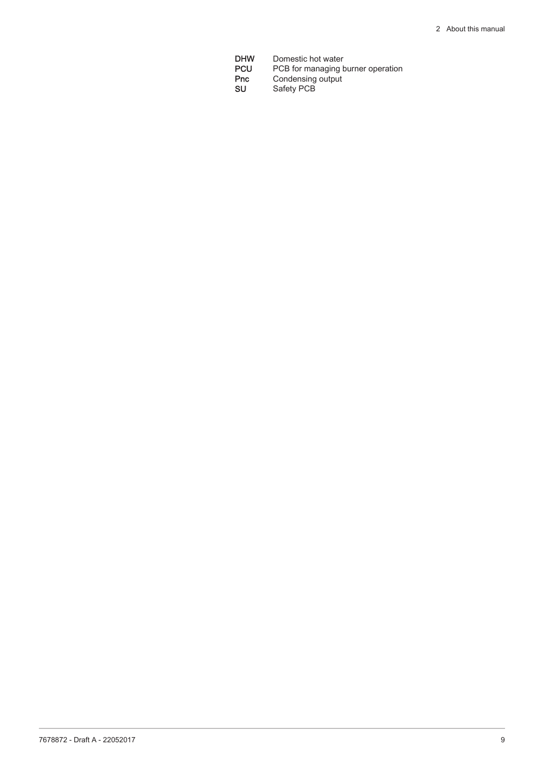**DHW** Domestic hot water
**PCU** PCB for managing burner operation
**Pnc** Condensing output
**SU** Safety PCB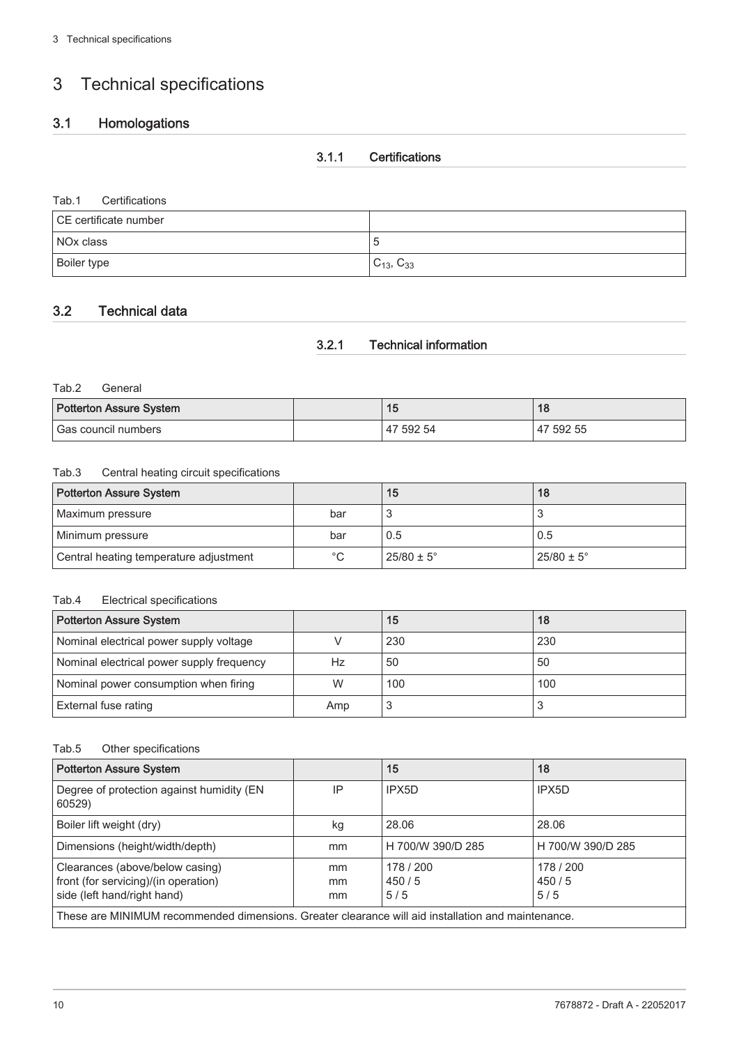# 3 Technical specifications

## 3.1 Homologations

### 3.1.1 Certifications

Tab.1 Certifications

| CE certificate number | |
|---|---|
| NOx class | 5 |
| Boiler type | $C_{13}$, $C_{33}$ |

## 3.2 Technical data

### 3.2.1 Technical information

Tab.2 General

| Potterton Assure System | | 15 | 18 |
|---|---|---|---|
| Gas council numbers | | 47 592 54 | 47 592 55 |

Tab.3 Central heating circuit specifications

| Potterton Assure System | | 15 | 18 |
|---|---|---|---|
| Maximum pressure | bar | 3 | 3 |
| Minimum pressure | bar | 0.5 | 0.5 |
| Central heating temperature adjustment | °C | 25/80 ± 5° | 25/80 ± 5° |

Tab.4 Electrical specifications

| Potterton Assure System | | 15 | 18 |
|---|---|---|---|
| Nominal electrical power supply voltage | V | 230 | 230 |
| Nominal electrical power supply frequency | Hz | 50 | 50 |
| Nominal power consumption when firing | W | 100 | 100 |
| External fuse rating | Amp | 3 | 3 |

Tab.5 Other specifications

| Potterton Assure System | | 15 | 18 |
|---|---|---|---|
| Degree of protection against humidity (EN 60529) | IP | IPX5D | IPX5D |
| Boiler lift weight (dry) | kg | 28.06 | 28.06 |
| Dimensions (height/width/depth) | mm | H 700/W 390/D 285 | H 700/W 390/D 285 |
| Clearances (above/below casing)<br>front (for servicing)/(in operation)<br>side (left hand/right hand) | mm<br>mm<br>mm | 178 / 200<br>450 / 5<br>5 / 5 | 178 / 200<br>450 / 5<br>5 / 5 |
| These are MINIMUM recommended dimensions. Greater clearance will aid installation and maintenance. | | | |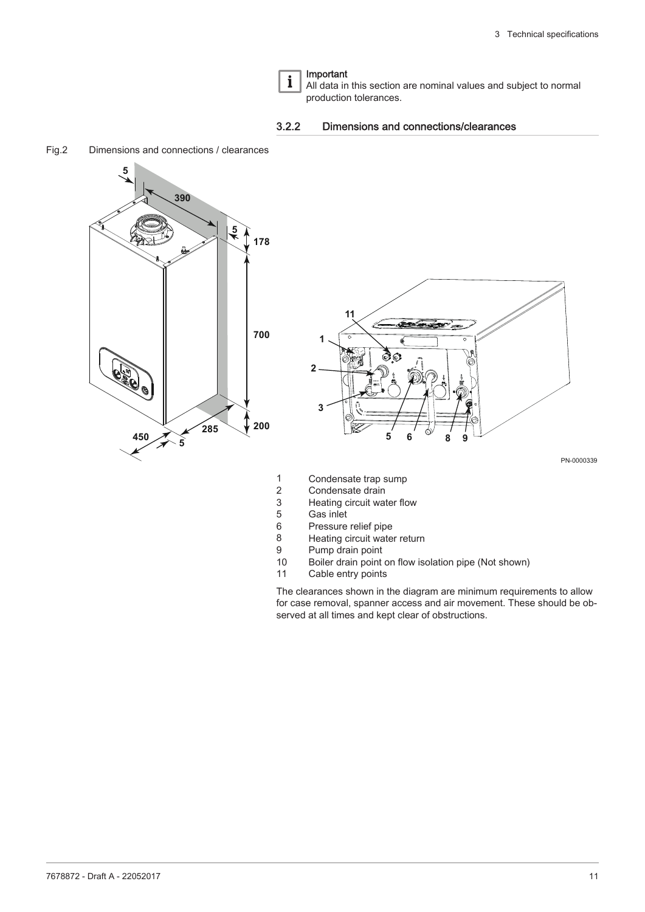> **Important**
> All data in this section are nominal values and subject to normal production tolerances.

### 3.2.2 Dimensions and connections/clearances

Fig.2 Dimensions and connections / clearances

1. Condensate trap sump
2. Condensate drain
3. Heating circuit water flow
5. Gas inlet
6. Pressure relief pipe
8. Heating circuit water return
9. Pump drain point
10. Boiler drain point on flow isolation pipe (Not shown)
11. Cable entry points

The clearances shown in the diagram are minimum requirements to allow for case removal, spanner access and air movement. These should be observed at all times and kept clear of obstructions.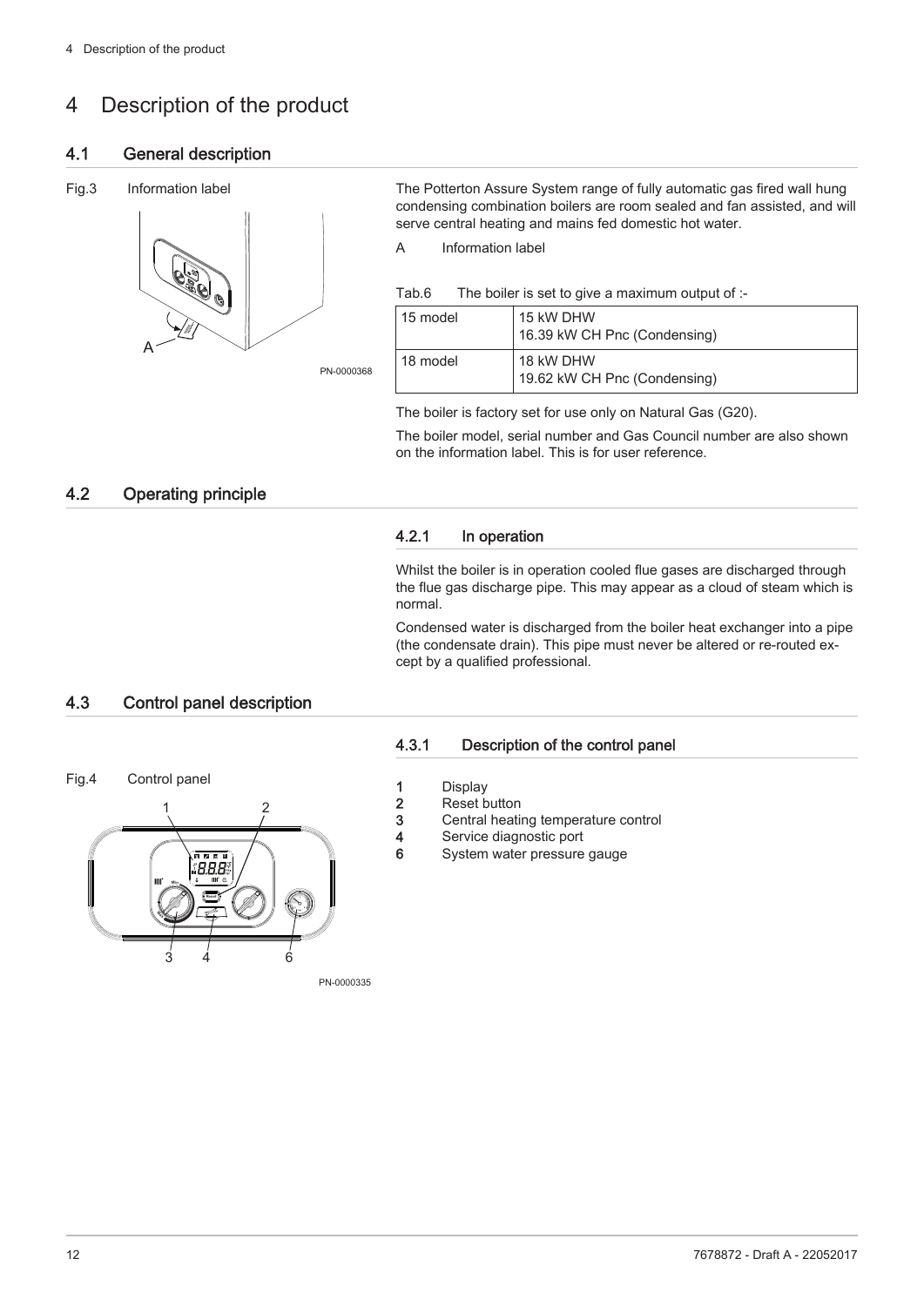# 4 Description of the product

## 4.1 General description

Fig.3 Information label

A

PN-0000368

The Potterton Assure System range of fully automatic gas fired wall hung condensing combination boilers are room sealed and fan assisted, and will serve central heating and mains fed domestic hot water.

A Information label

Tab.6 The boiler is set to give a maximum output of :-

| | |
|---|---|
| 15 model | 15 kW DHW<br>16.39 kW CH Pnc (Condensing) |
| 18 model | 18 kW DHW<br>19.62 kW CH Pnc (Condensing) |

The boiler is factory set for use only on Natural Gas (G20).

The boiler model, serial number and Gas Council number are also shown on the information label. This is for user reference.

## 4.2 Operating principle

### 4.2.1 In operation

Whilst the boiler is in operation cooled flue gases are discharged through the flue gas discharge pipe. This may appear as a cloud of steam which is normal.

Condensed water is discharged from the boiler heat exchanger into a pipe (the condensate drain). This pipe must never be altered or re-routed except by a qualified professional.

## 4.3 Control panel description

Fig.4 Control panel

PN-0000335

### 4.3.1 Description of the control panel

**1** Display
**2** Reset button
**3** Central heating temperature control
**4** Service diagnostic port
**6** System water pressure gauge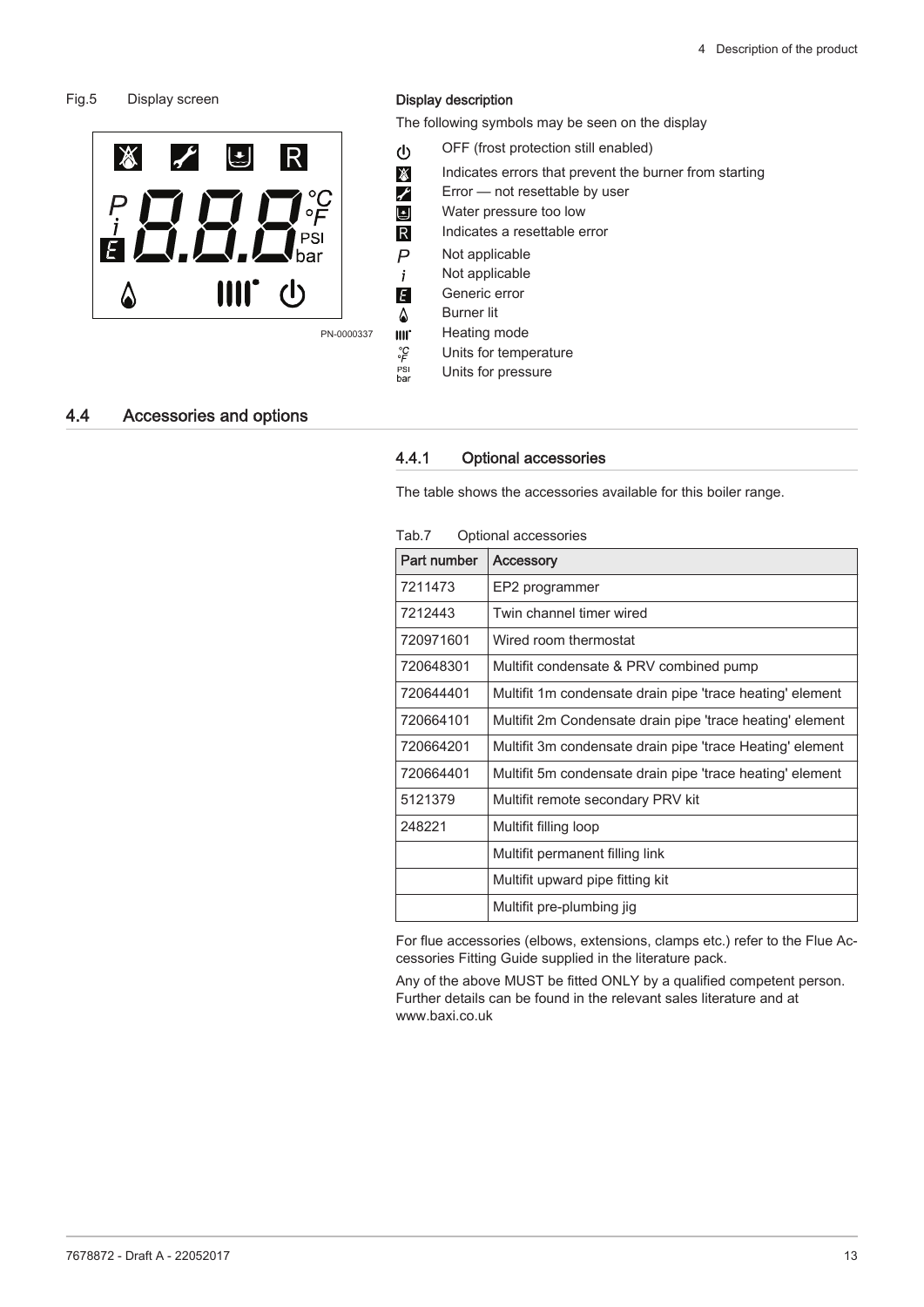Fig.5 Display screen

PN-0000337

#### Display description

The following symbols may be seen on the display

- ⏻ OFF (frost protection still enabled)
- Indicates errors that prevent the burner from starting
- Error — not resettable by user
- Water pressure too low
- R Indicates a resettable error
- *P* Not applicable
- *i* Not applicable
- *E* Generic error
- Burner lit
- Heating mode
- °C °F Units for temperature
- PSI bar Units for pressure

## 4.4 Accessories and options

### 4.4.1 Optional accessories

The table shows the accessories available for this boiler range.

Tab.7 Optional accessories

| Part number | Accessory |
|---|---|
| 7211473 | EP2 programmer |
| 7212443 | Twin channel timer wired |
| 720971601 | Wired room thermostat |
| 720648301 | Multifit condensate & PRV combined pump |
| 720644401 | Multifit 1m condensate drain pipe 'trace heating' element |
| 720664101 | Multifit 2m Condensate drain pipe 'trace heating' element |
| 720664201 | Multifit 3m condensate drain pipe 'trace Heating' element |
| 720664401 | Multifit 5m condensate drain pipe 'trace heating' element |
| 5121379 | Multifit remote secondary PRV kit |
| 248221 | Multifit filling loop |
| | Multifit permanent filling link |
| | Multifit upward pipe fitting kit |
| | Multifit pre-plumbing jig |

For flue accessories (elbows, extensions, clamps etc.) refer to the Flue Accessories Fitting Guide supplied in the literature pack.

Any of the above MUST be fitted ONLY by a qualified competent person. Further details can be found in the relevant sales literature and at www.baxi.co.uk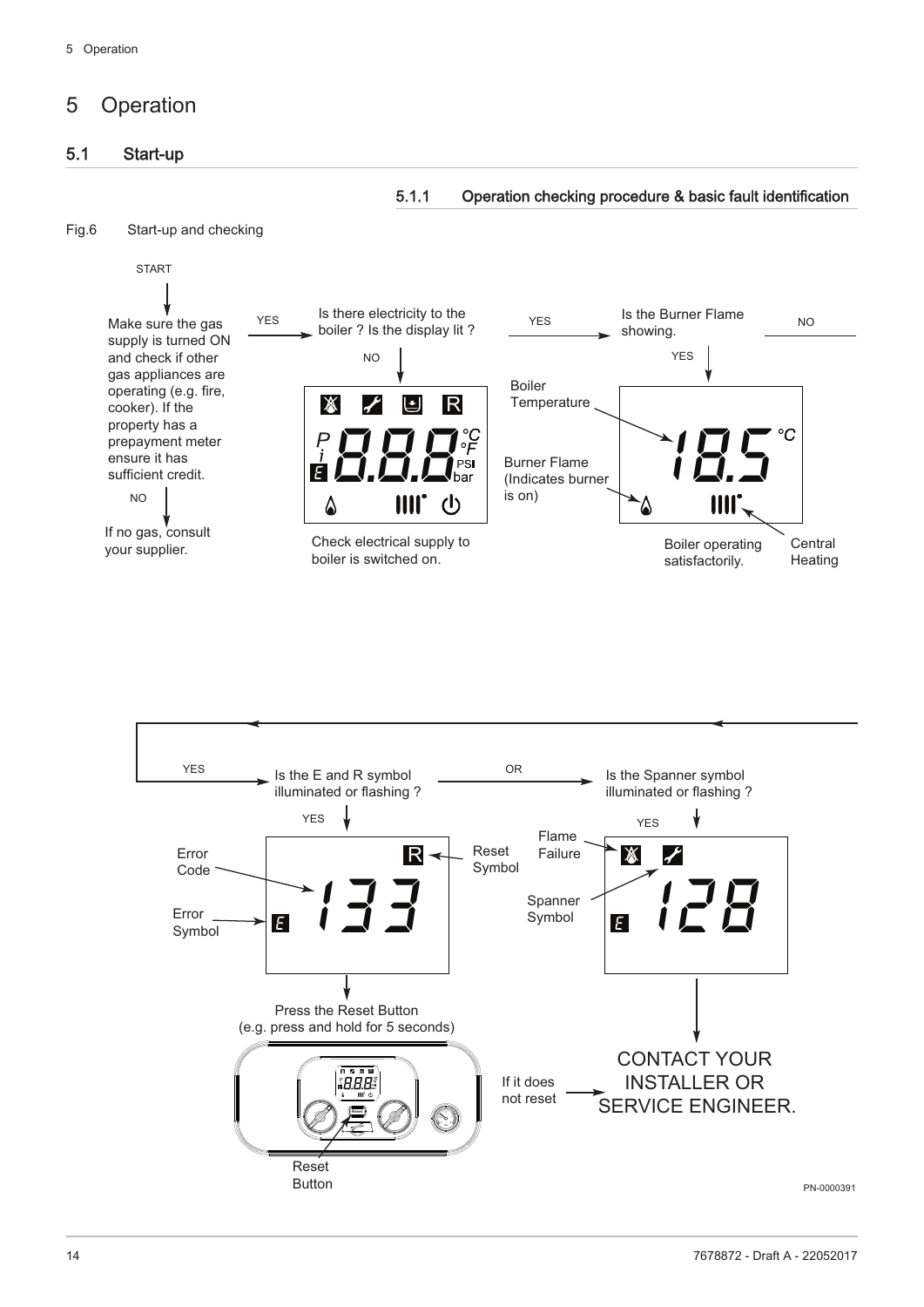# 5 Operation

## 5.1 Start-up

### 5.1.1 Operation checking procedure & basic fault identification

Fig.6 Start-up and checking

START

Make sure the gas supply is turned ON and check if other gas appliances are operating (e.g. fire, cooker). If the property has a prepayment meter ensure it has sufficient credit.

NO

If no gas, consult your supplier.

YES

Is there electricity to the boiler ? Is the display lit ?

NO

Check electrical supply to boiler is switched on.

YES

Is the Burner Flame showing.

YES

Boiler Temperature

Burner Flame (Indicates burner is on)

Boiler operating satisfactorily.

Central Heating

NO

YES

Is the E and R symbol illuminated or flashing ?

YES

Error Code

Error Symbol

Reset Symbol

Press the Reset Button (e.g. press and hold for 5 seconds)

Reset Button

If it does not reset

OR

Is the Spanner symbol illuminated or flashing ?

YES

Flame Failure

Spanner Symbol

CONTACT YOUR INSTALLER OR SERVICE ENGINEER.

PN-0000391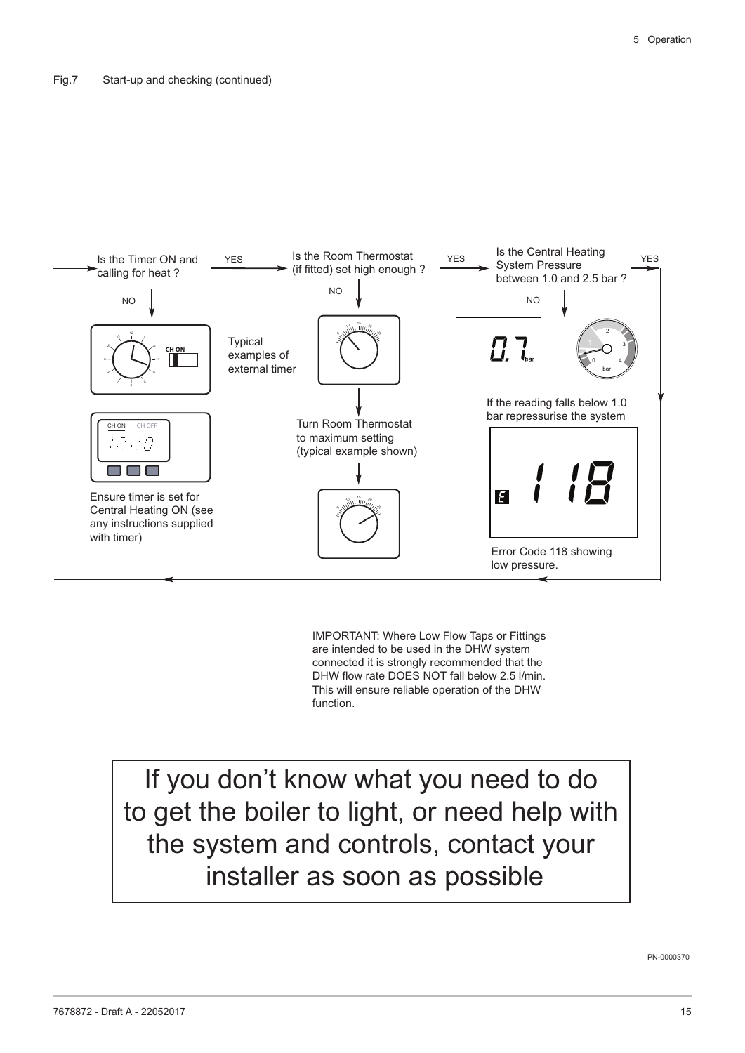Fig.7 Start-up and checking (continued)

Is the Timer ON and calling for heat ? — YES → Is the Room Thermostat (if fitted) set high enough ? — YES → Is the Central Heating System Pressure between 1.0 and 2.5 bar ? — YES

NO

CH ON

Typical examples of external timer

CH ON CH OFF

Ensure timer is set for Central Heating ON (see any instructions supplied with timer)

NO

Turn Room Thermostat to maximum setting (typical example shown)

NO

0.7 bar

If the reading falls below 1.0 bar repressurise the system

E 118

Error Code 118 showing low pressure.

IMPORTANT: Where Low Flow Taps or Fittings are intended to be used in the DHW system connected it is strongly recommended that the DHW flow rate DOES NOT fall below 2.5 l/min. This will ensure reliable operation of the DHW function.

If you don't know what you need to do to get the boiler to light, or need help with the system and controls, contact your installer as soon as possible

PN-0000370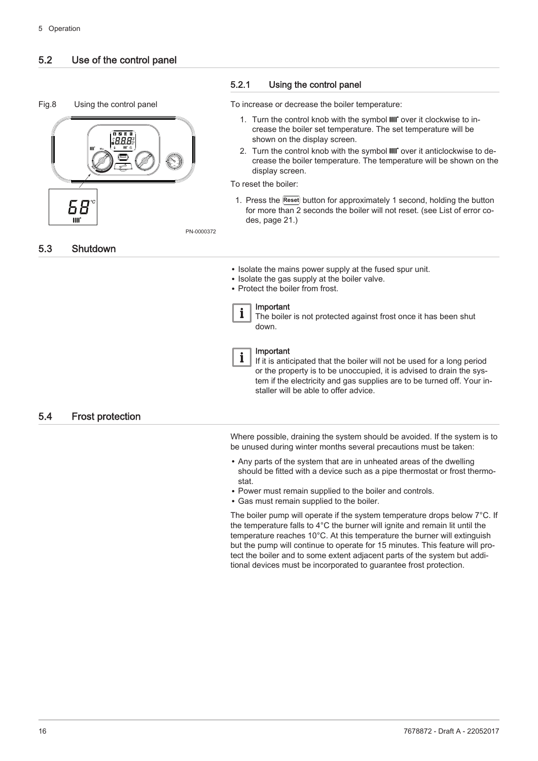## 5.2 Use of the control panel

Fig.8 Using the control panel

PN-0000372

### 5.2.1 Using the control panel

To increase or decrease the boiler temperature:

1. Turn the control knob with the symbol IIII' over it clockwise to increase the boiler set temperature. The set temperature will be shown on the display screen.
2. Turn the control knob with the symbol IIII' over it anticlockwise to decrease the boiler temperature. The temperature will be shown on the display screen.

To reset the boiler:

1. Press the Reset button for approximately 1 second, holding the button for more than 2 seconds the boiler will not reset. (see List of error codes, page 21.)

## 5.3 Shutdown

- Isolate the mains power supply at the fused spur unit.
- Isolate the gas supply at the boiler valve.
- Protect the boiler from frost.

**Important**
The boiler is not protected against frost once it has been shut down.

**Important**
If it is anticipated that the boiler will not be used for a long period or the property is to be unoccupied, it is advised to drain the system if the electricity and gas supplies are to be turned off. Your installer will be able to offer advice.

## 5.4 Frost protection

Where possible, draining the system should be avoided. If the system is to be unused during winter months several precautions must be taken:

- Any parts of the system that are in unheated areas of the dwelling should be fitted with a device such as a pipe thermostat or frost thermostat.
- Power must remain supplied to the boiler and controls.
- Gas must remain supplied to the boiler.

The boiler pump will operate if the system temperature drops below 7°C. If the temperature falls to 4°C the burner will ignite and remain lit until the temperature reaches 10°C. At this temperature the burner will extinguish but the pump will continue to operate for 15 minutes. This feature will protect the boiler and to some extent adjacent parts of the system but additional devices must be incorporated to guarantee frost protection.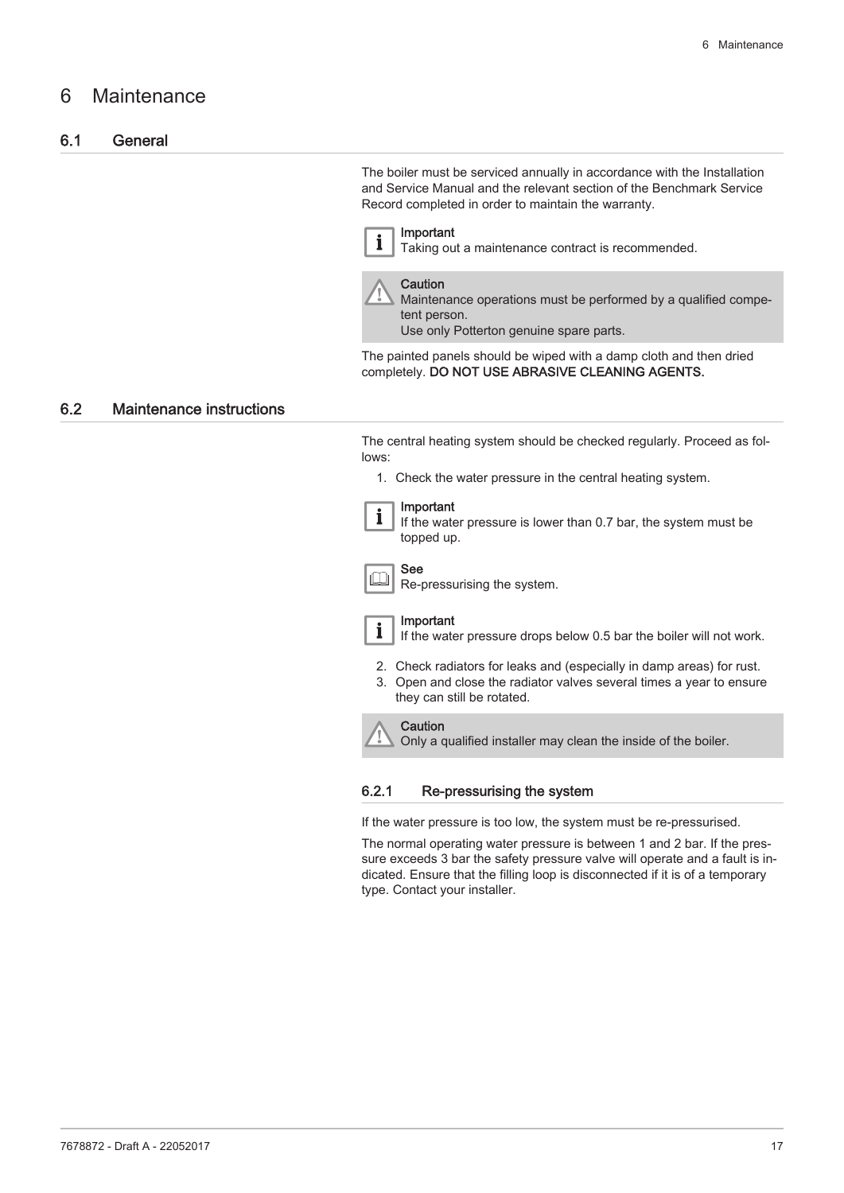# 6 Maintenance

## 6.1 General

The boiler must be serviced annually in accordance with the Installation and Service Manual and the relevant section of the Benchmark Service Record completed in order to maintain the warranty.

> **Important**
> Taking out a maintenance contract is recommended.

> **Caution**
> Maintenance operations must be performed by a qualified competent person.
> Use only Potterton genuine spare parts.

The painted panels should be wiped with a damp cloth and then dried completely. **DO NOT USE ABRASIVE CLEANING AGENTS.**

## 6.2 Maintenance instructions

The central heating system should be checked regularly. Proceed as follows:

1. Check the water pressure in the central heating system.

> **Important**
> If the water pressure is lower than 0.7 bar, the system must be topped up.

> **See**
> Re-pressurising the system.

> **Important**
> If the water pressure drops below 0.5 bar the boiler will not work.

2. Check radiators for leaks and (especially in damp areas) for rust.
3. Open and close the radiator valves several times a year to ensure they can still be rotated.

> **Caution**
> Only a qualified installer may clean the inside of the boiler.

### 6.2.1 Re-pressurising the system

If the water pressure is too low, the system must be re-pressurised.

The normal operating water pressure is between 1 and 2 bar. If the pressure exceeds 3 bar the safety pressure valve will operate and a fault is indicated. Ensure that the filling loop is disconnected if it is of a temporary type. Contact your installer.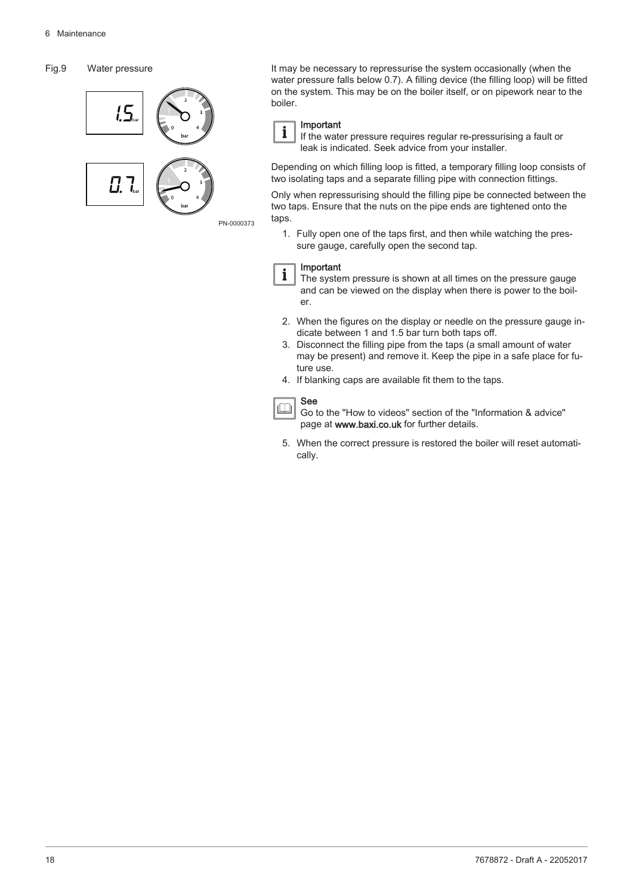Fig.9 Water pressure

PN-0000373

It may be necessary to repressurise the system occasionally (when the water pressure falls below 0.7). A filling device (the filling loop) will be fitted on the system. This may be on the boiler itself, or on pipework near to the boiler.

**Important**
If the water pressure requires regular re-pressurising a fault or leak is indicated. Seek advice from your installer.

Depending on which filling loop is fitted, a temporary filling loop consists of two isolating taps and a separate filling pipe with connection fittings.

Only when repressurising should the filling pipe be connected between the two taps. Ensure that the nuts on the pipe ends are tightened onto the taps.

1. Fully open one of the taps first, and then while watching the pressure gauge, carefully open the second tap.

**Important**
The system pressure is shown at all times on the pressure gauge and can be viewed on the display when there is power to the boiler.

2. When the figures on the display or needle on the pressure gauge indicate between 1 and 1.5 bar turn both taps off.
3. Disconnect the filling pipe from the taps (a small amount of water may be present) and remove it. Keep the pipe in a safe place for future use.
4. If blanking caps are available fit them to the taps.

**See**
Go to the "How to videos" section of the "Information & advice" page at **www.baxi.co.uk** for further details.

5. When the correct pressure is restored the boiler will reset automatically.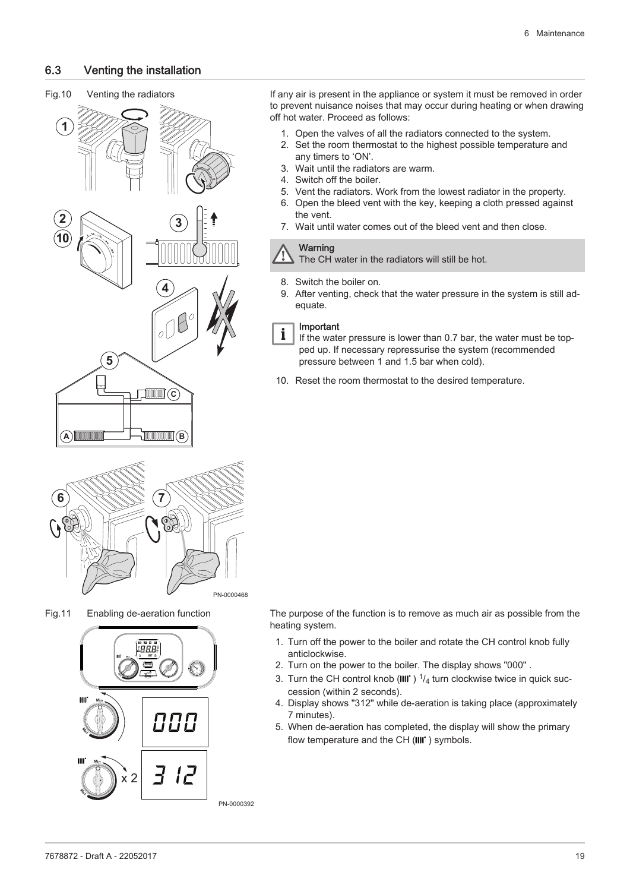## 6.3 Venting the installation

Fig.10 Venting the radiators

If any air is present in the appliance or system it must be removed in order to prevent nuisance noises that may occur during heating or when drawing off hot water. Proceed as follows:

1. Open the valves of all the radiators connected to the system.
2. Set the room thermostat to the highest possible temperature and any timers to 'ON'.
3. Wait until the radiators are warm.
4. Switch off the boiler.
5. Vent the radiators. Work from the lowest radiator in the property.
6. Open the bleed vent with the key, keeping a cloth pressed against the vent.
7. Wait until water comes out of the bleed vent and then close.

> **Warning**
> The CH water in the radiators will still be hot.

8. Switch the boiler on.
9. After venting, check that the water pressure in the system is still adequate.

> **Important**
> If the water pressure is lower than 0.7 bar, the water must be topped up. If necessary repressurise the system (recommended pressure between 1 and 1.5 bar when cold).

10. Reset the room thermostat to the desired temperature.

Fig.11 Enabling de-aeration function

The purpose of the function is to remove as much air as possible from the heating system.

1. Turn off the power to the boiler and rotate the CH control knob fully anticlockwise.
2. Turn on the power to the boiler. The display shows "000" .
3. Turn the CH control knob (IIII) $^{1}/_{4}$ turn clockwise twice in quick succession (within 2 seconds).
4. Display shows "312" while de-aeration is taking place (approximately 7 minutes).
5. When de-aeration has completed, the display will show the primary flow temperature and the CH (IIII) symbols.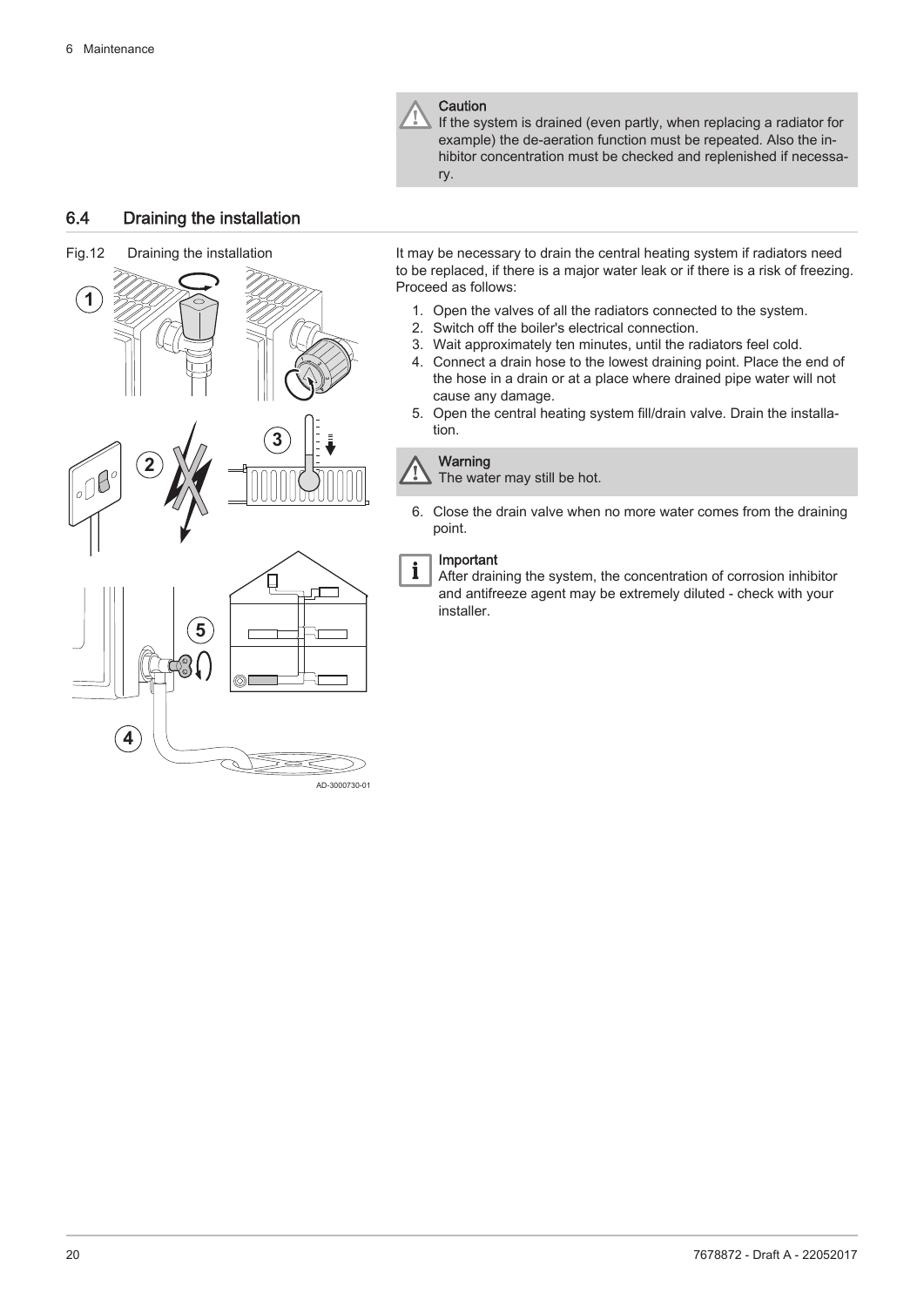> **Caution**
> If the system is drained (even partly, when replacing a radiator for example) the de-aeration function must be repeated. Also the inhibitor concentration must be checked and replenished if necessary.

## 6.4 Draining the installation

Fig.12 Draining the installation

It may be necessary to drain the central heating system if radiators need to be replaced, if there is a major water leak or if there is a risk of freezing. Proceed as follows:

1. Open the valves of all the radiators connected to the system.
2. Switch off the boiler's electrical connection.
3. Wait approximately ten minutes, until the radiators feel cold.
4. Connect a drain hose to the lowest draining point. Place the end of the hose in a drain or at a place where drained pipe water will not cause any damage.
5. Open the central heating system fill/drain valve. Drain the installation.

> **Warning**
> The water may still be hot.

6. Close the drain valve when no more water comes from the draining point.

> **Important**
> After draining the system, the concentration of corrosion inhibitor and antifreeze agent may be extremely diluted - check with your installer.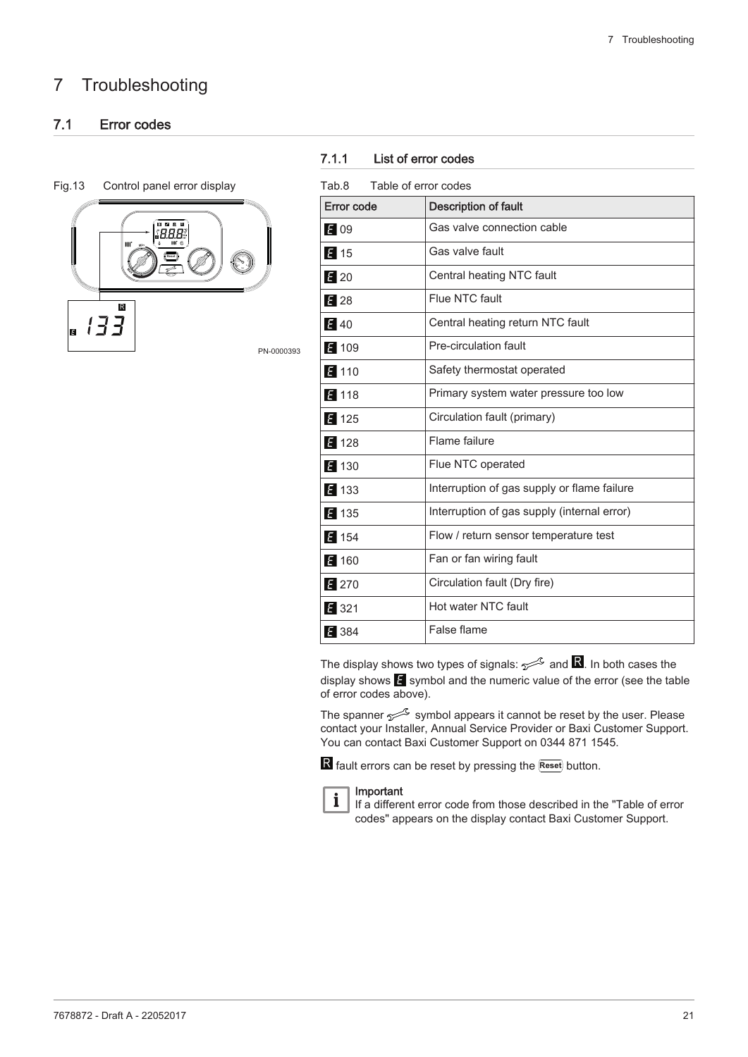# 7 Troubleshooting

## 7.1 Error codes

Fig.13 Control panel error display

### 7.1.1 List of error codes

Tab.8 Table of error codes

| Error code | Description of fault |
|---|---|
| E 09 | Gas valve connection cable |
| E 15 | Gas valve fault |
| E 20 | Central heating NTC fault |
| E 28 | Flue NTC fault |
| E 40 | Central heating return NTC fault |
| E 109 | Pre-circulation fault |
| E 110 | Safety thermostat operated |
| E 118 | Primary system water pressure too low |
| E 125 | Circulation fault (primary) |
| E 128 | Flame failure |
| E 130 | Flue NTC operated |
| E 133 | Interruption of gas supply or flame failure |
| E 135 | Interruption of gas supply (internal error) |
| E 154 | Flow / return sensor temperature test |
| E 160 | Fan or fan wiring fault |
| E 270 | Circulation fault (Dry fire) |
| E 321 | Hot water NTC fault |
| E 384 | False flame |

The display shows two types of signals: (spanner) and R. In both cases the display shows E symbol and the numeric value of the error (see the table of error codes above).

The spanner symbol appears it cannot be reset by the user. Please contact your Installer, Annual Service Provider or Baxi Customer Support. You can contact Baxi Customer Support on 0344 871 1545.

R fault errors can be reset by pressing the Reset button.

**Important**
If a different error code from those described in the "Table of error codes" appears on the display contact Baxi Customer Support.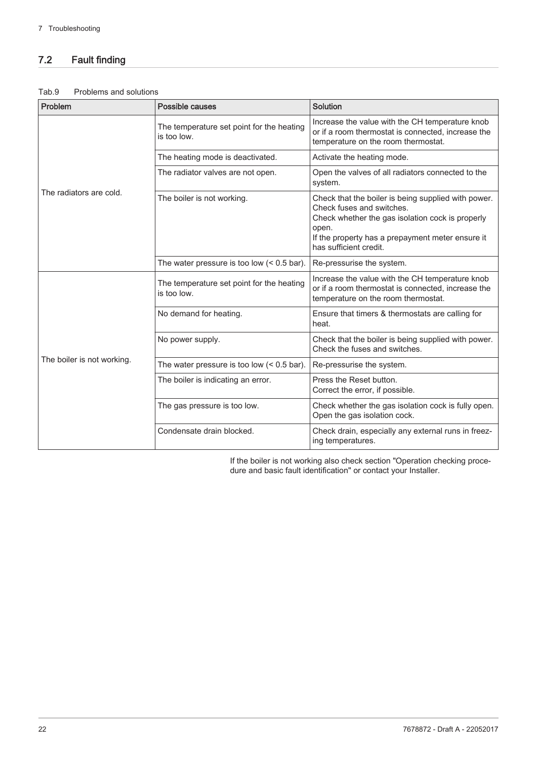## 7.2 Fault finding

Tab.9 Problems and solutions

| Problem | Possible causes | Solution |
| --- | --- | --- |
| The radiators are cold. | The temperature set point for the heating is too low. | Increase the value with the CH temperature knob or if a room thermostat is connected, increase the temperature on the room thermostat. |
| | The heating mode is deactivated. | Activate the heating mode. |
| | The radiator valves are not open. | Open the valves of all radiators connected to the system. |
| | The boiler is not working. | Check that the boiler is being supplied with power. Check fuses and switches.<br>Check whether the gas isolation cock is properly open.<br>If the property has a prepayment meter ensure it has sufficient credit. |
| | The water pressure is too low (< 0.5 bar). | Re-pressurise the system. |
| The boiler is not working. | The temperature set point for the heating is too low. | Increase the value with the CH temperature knob or if a room thermostat is connected, increase the temperature on the room thermostat. |
| | No demand for heating. | Ensure that timers & thermostats are calling for heat. |
| | No power supply. | Check that the boiler is being supplied with power. Check the fuses and switches. |
| | The water pressure is too low (< 0.5 bar). | Re-pressurise the system. |
| | The boiler is indicating an error. | Press the Reset button.<br>Correct the error, if possible. |
| | The gas pressure is too low. | Check whether the gas isolation cock is fully open. Open the gas isolation cock. |
| | Condensate drain blocked. | Check drain, especially any external runs in freezing temperatures. |

If the boiler is not working also check section "Operation checking procedure and basic fault identification" or contact your Installer.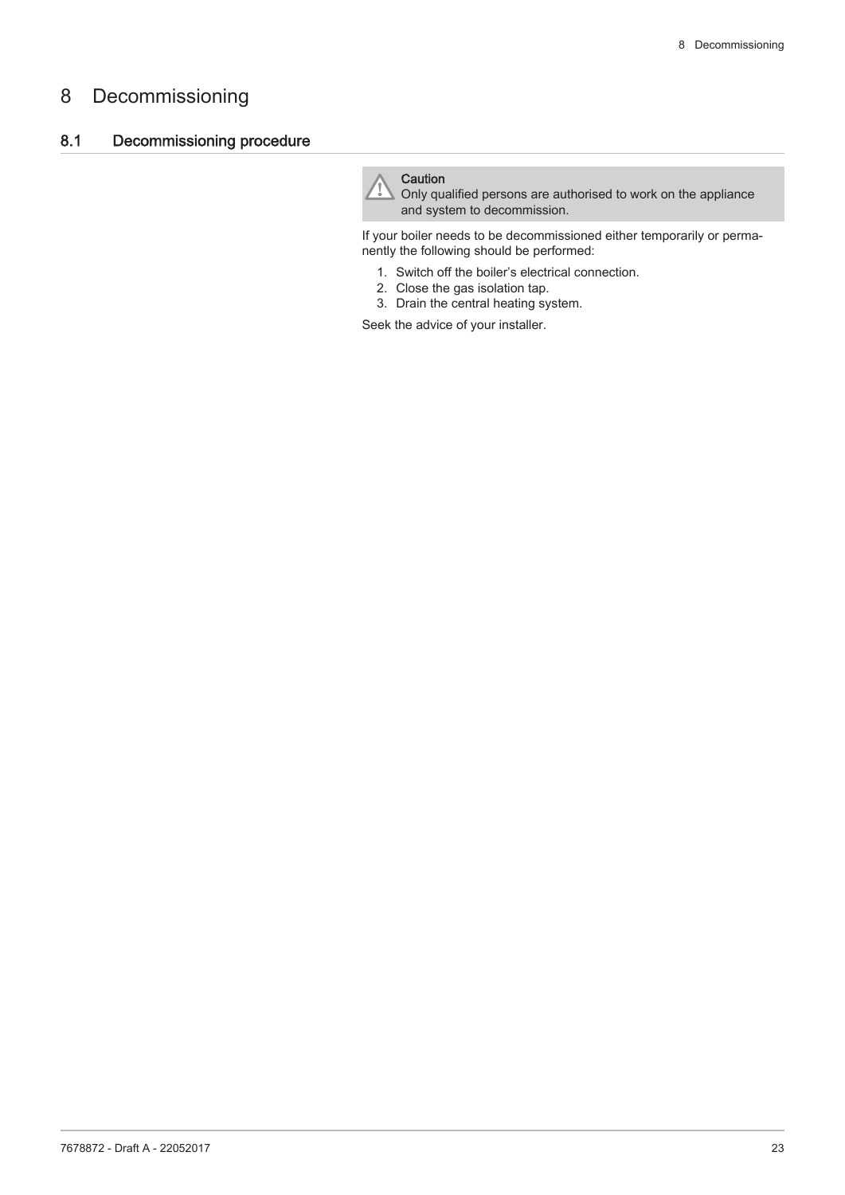# 8 Decommissioning

## 8.1 Decommissioning procedure

> **Caution**
> Only qualified persons are authorised to work on the appliance and system to decommission.

If your boiler needs to be decommissioned either temporarily or permanently the following should be performed:

1. Switch off the boiler's electrical connection.
2. Close the gas isolation tap.
3. Drain the central heating system.

Seek the advice of your installer.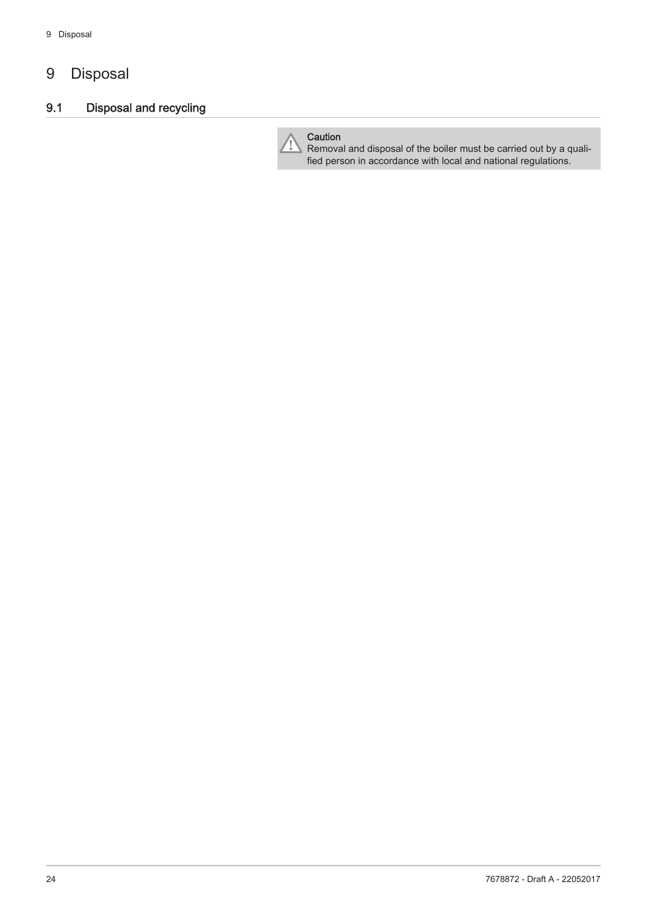# 9 Disposal

## 9.1 Disposal and recycling

> **Caution**
> Removal and disposal of the boiler must be carried out by a qualified person in accordance with local and national regulations.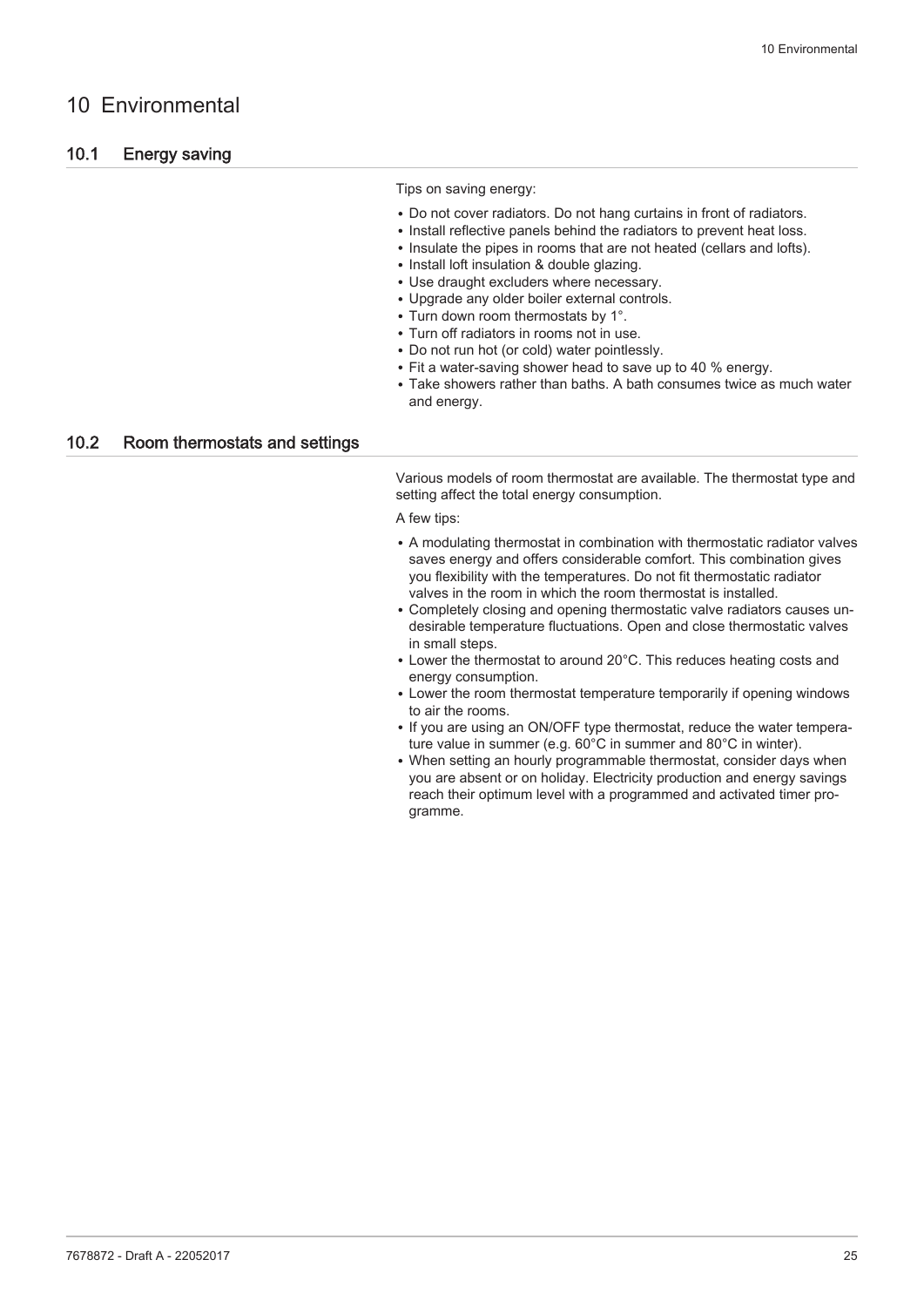# 10 Environmental

## 10.1 Energy saving

Tips on saving energy:

- Do not cover radiators. Do not hang curtains in front of radiators.
- Install reflective panels behind the radiators to prevent heat loss.
- Insulate the pipes in rooms that are not heated (cellars and lofts).
- Install loft insulation & double glazing.
- Use draught excluders where necessary.
- Upgrade any older boiler external controls.
- Turn down room thermostats by 1°.
- Turn off radiators in rooms not in use.
- Do not run hot (or cold) water pointlessly.
- Fit a water-saving shower head to save up to 40 % energy.
- Take showers rather than baths. A bath consumes twice as much water and energy.

## 10.2 Room thermostats and settings

Various models of room thermostat are available. The thermostat type and setting affect the total energy consumption.

A few tips:

- A modulating thermostat in combination with thermostatic radiator valves saves energy and offers considerable comfort. This combination gives you flexibility with the temperatures. Do not fit thermostatic radiator valves in the room in which the room thermostat is installed.
- Completely closing and opening thermostatic valve radiators causes undesirable temperature fluctuations. Open and close thermostatic valves in small steps.
- Lower the thermostat to around 20°C. This reduces heating costs and energy consumption.
- Lower the room thermostat temperature temporarily if opening windows to air the rooms.
- If you are using an ON/OFF type thermostat, reduce the water temperature value in summer (e.g. 60°C in summer and 80°C in winter).
- When setting an hourly programmable thermostat, consider days when you are absent or on holiday. Electricity production and energy savings reach their optimum level with a programmed and activated timer programme.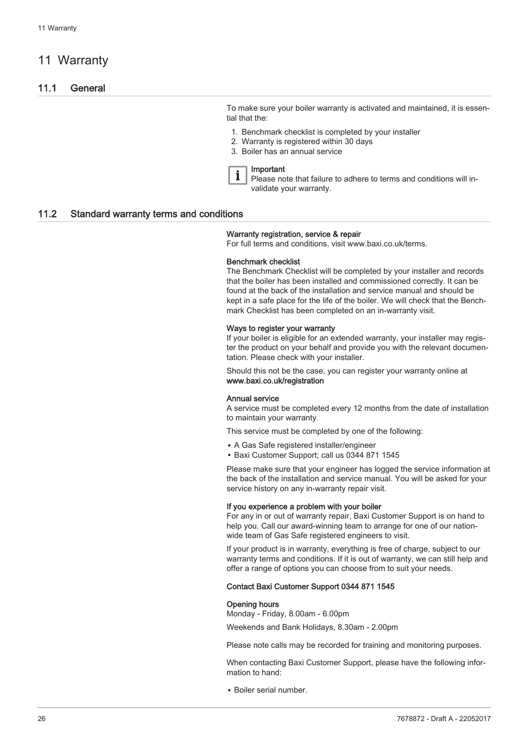# 11 Warranty

## 11.1 General

To make sure your boiler warranty is activated and maintained, it is essential that the:

1. Benchmark checklist is completed by your installer
2. Warranty is registered within 30 days
3. Boiler has an annual service

**Important**
Please note that failure to adhere to terms and conditions will invalidate your warranty.

## 11.2 Standard warranty terms and conditions

**Warranty registration, service & repair**
For full terms and conditions, visit www.baxi.co.uk/terms.

**Benchmark checklist**
The Benchmark Checklist will be completed by your installer and records that the boiler has been installed and commissioned correctly. It can be found at the back of the installation and service manual and should be kept in a safe place for the life of the boiler. We will check that the Benchmark Checklist has been completed on an in-warranty visit.

**Ways to register your warranty**
If your boiler is eligible for an extended warranty, your installer may register the product on your behalf and provide you with the relevant documentation. Please check with your installer.

Should this not be the case, you can register your warranty online at **www.baxi.co.uk/registration**

**Annual service**
A service must be completed every 12 months from the date of installation to maintain your warranty.

This service must be completed by one of the following:

- A Gas Safe registered installer/engineer
- Baxi Customer Support; call us 0344 871 1545

Please make sure that your engineer has logged the service information at the back of the installation and service manual. You will be asked for your service history on any in-warranty repair visit.

**If you experience a problem with your boiler**
For any in or out of warranty repair, Baxi Customer Support is on hand to help you. Call our award-winning team to arrange for one of our nationwide team of Gas Safe registered engineers to visit.

If your product is in warranty, everything is free of charge, subject to our warranty terms and conditions. If it is out of warranty, we can still help and offer a range of options you can choose from to suit your needs.

**Contact Baxi Customer Support 0344 871 1545**

**Opening hours**
Monday - Friday, 8.00am - 6.00pm

Weekends and Bank Holidays, 8.30am - 2.00pm

Please note calls may be recorded for training and monitoring purposes.

When contacting Baxi Customer Support, please have the following information to hand:

- Boiler serial number.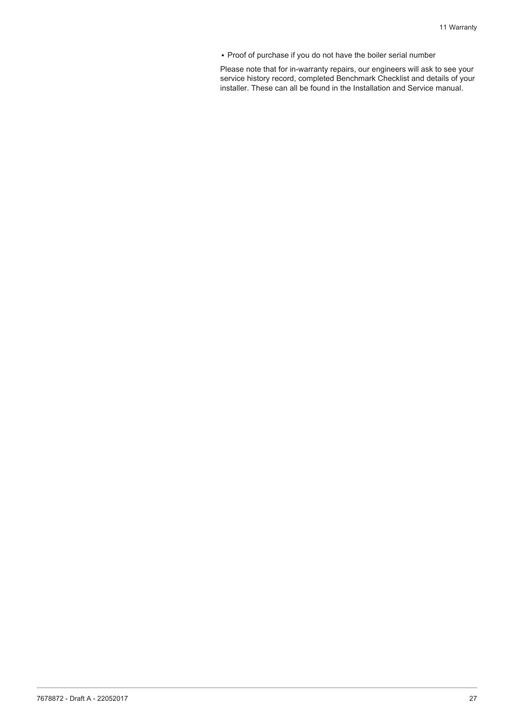- Proof of purchase if you do not have the boiler serial number

Please note that for in-warranty repairs, our engineers will ask to see your service history record, completed Benchmark Checklist and details of your installer. These can all be found in the Installation and Service manual.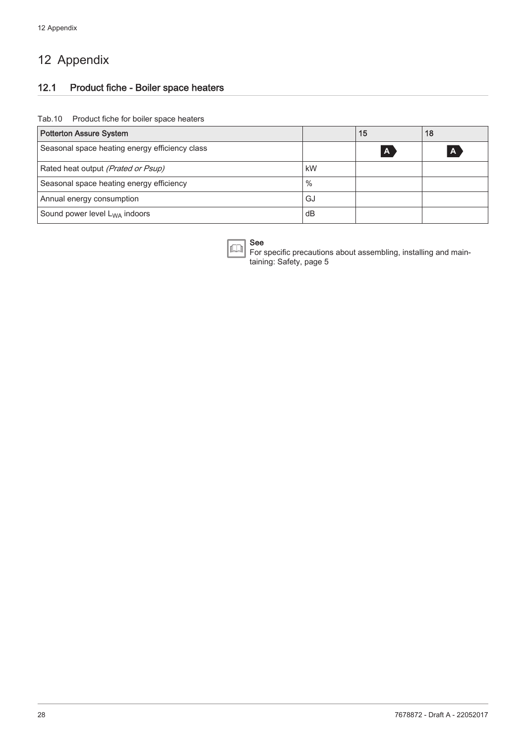# 12 Appendix

## 12.1 Product fiche - Boiler space heaters

Tab.10 Product fiche for boiler space heaters

| Potterton Assure System | | 15 | 18 |
| --- | --- | --- | --- |
| Seasonal space heating energy efficiency class | | A | A |
| Rated heat output *(Prated or Psup)* | kW | | |
| Seasonal space heating energy efficiency | % | | |
| Annual energy consumption | GJ | | |
| Sound power level $L_{WA}$ indoors | dB | | |

**See**
For specific precautions about assembling, installing and maintaining: Safety, page 5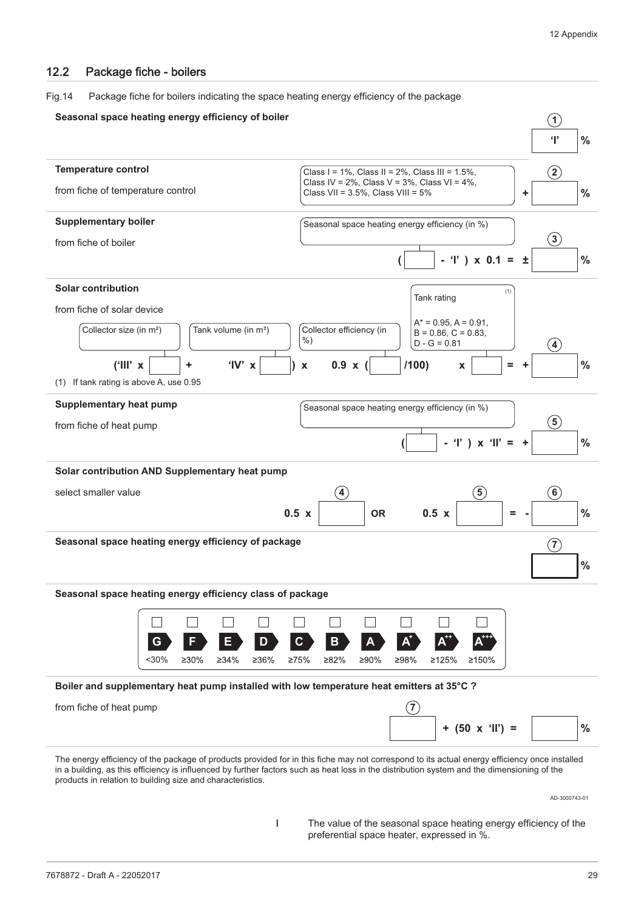## 12.2 Package fiche - boilers

Fig.14 Package fiche for boilers indicating the space heating energy efficiency of the package

**Seasonal space heating energy efficiency of boiler**

① 'I' %

**Temperature control**

from fiche of temperature control

Class I = 1%, Class II = 2%, Class III = 1.5%, Class IV = 2%, Class V = 3%, Class VI = 4%, Class VII = 3.5%, Class VIII = 5%

② + ___ %

**Supplementary boiler**

from fiche of boiler

Seasonal space heating energy efficiency (in %)

( ___ - 'I' ) x 0.1 = ± ③ ___ %

**Solar contribution**

from fiche of solar device

Collector size (in m²) | Tank volume (in m³) | Collector efficiency (in %) | Tank rating (1): A* = 0.95, A = 0.91, B = 0.86, C = 0.83, D - G = 0.81

('III' x ___ + 'IV' x ___ ) x 0.9 x ( ___ /100) x ___ = + ④ ___ %

(1) If tank rating is above A, use 0.95

**Supplementary heat pump**

from fiche of heat pump

Seasonal space heating energy efficiency (in %)

( ___ - 'I' ) x 'II' = + ⑤ ___ %

**Solar contribution AND Supplementary heat pump**

select smaller value

0.5 x ④ ___ OR 0.5 x ⑤ ___ = - ⑥ ___ %

**Seasonal space heating energy efficiency of package**

⑦ ___ %

**Seasonal space heating energy efficiency class of package**

| G | F | E | D | C | B | A | A+ | A++ | A+++ |
|---|---|---|---|---|---|---|---|---|---|
| <30% | ≥30% | ≥34% | ≥36% | ≥75% | ≥82% | ≥90% | ≥98% | ≥125% | ≥150% |

**Boiler and supplementary heat pump installed with low temperature heat emitters at 35°C ?**

from fiche of heat pump

⑦ ___ + (50 x 'II') = ___ %

The energy efficiency of the package of products provided for in this fiche may not correspond to its actual energy efficiency once installed in a building, as this efficiency is influenced by further factors such as heat loss in the distribution system and the dimensioning of the products in relation to building size and characteristics.

AD-3000743-01

I The value of the seasonal space heating energy efficiency of the preferential space heater, expressed in %.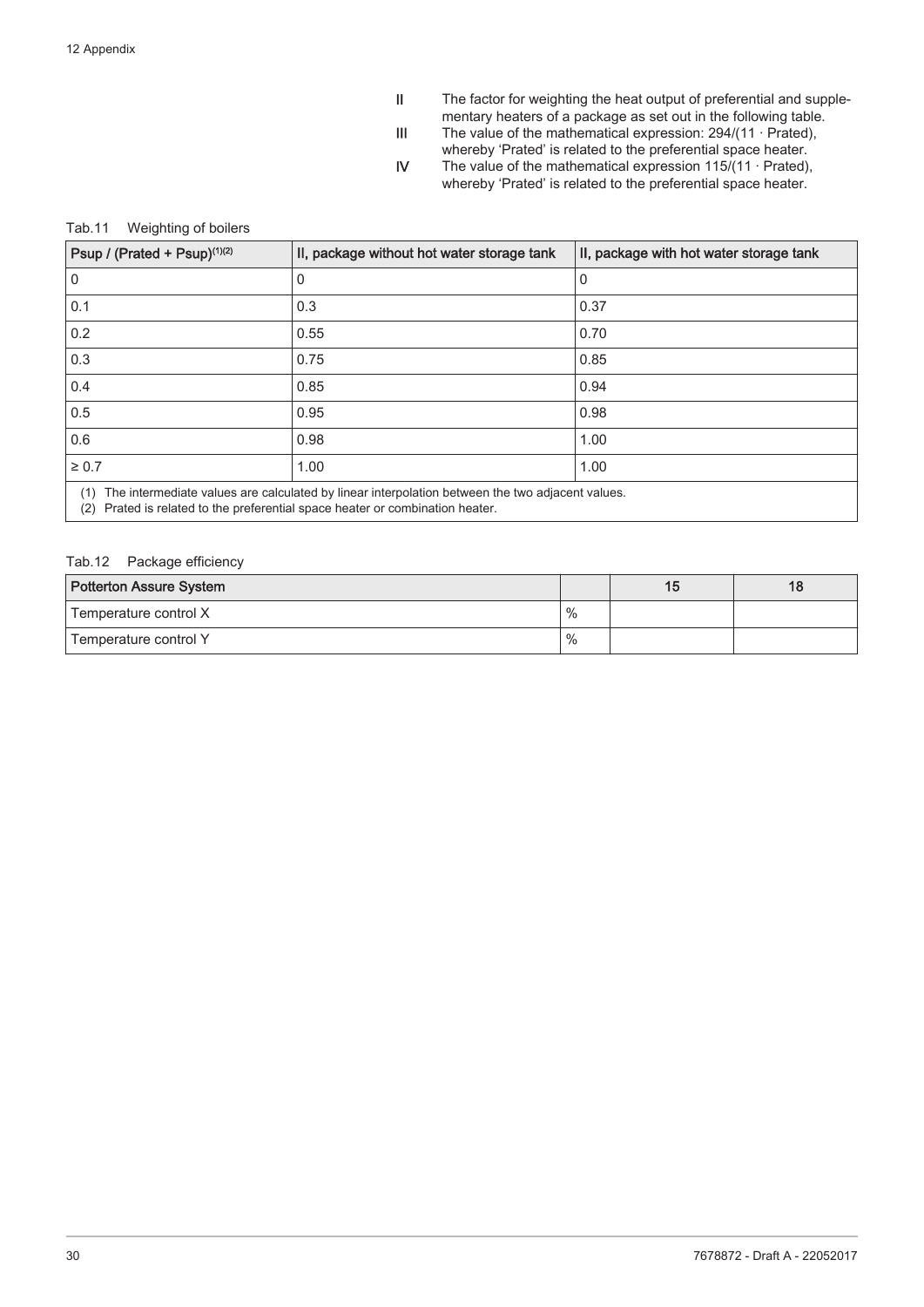| | |
|---|---|
| **II** | The factor for weighting the heat output of preferential and supplementary heaters of a package as set out in the following table. |
| **III** | The value of the mathematical expression: 294/(11 · Prated), whereby 'Prated' is related to the preferential space heater. |
| **IV** | The value of the mathematical expression 115/(11 · Prated), whereby 'Prated' is related to the preferential space heater. |

Tab.11 Weighting of boilers

| Psup / (Prated + Psup)(1)(2) | II, package without hot water storage tank | II, package with hot water storage tank |
|---|---|---|
| 0 | 0 | 0 |
| 0.1 | 0.3 | 0.37 |
| 0.2 | 0.55 | 0.70 |
| 0.3 | 0.75 | 0.85 |
| 0.4 | 0.85 | 0.94 |
| 0.5 | 0.95 | 0.98 |
| 0.6 | 0.98 | 1.00 |
| ≥ 0.7 | 1.00 | 1.00 |

(1) The intermediate values are calculated by linear interpolation between the two adjacent values.
(2) Prated is related to the preferential space heater or combination heater.

Tab.12 Package efficiency

| Potterton Assure System | | 15 | 18 |
|---|---|---|---|
| Temperature control X | % | | |
| Temperature control Y | % | | |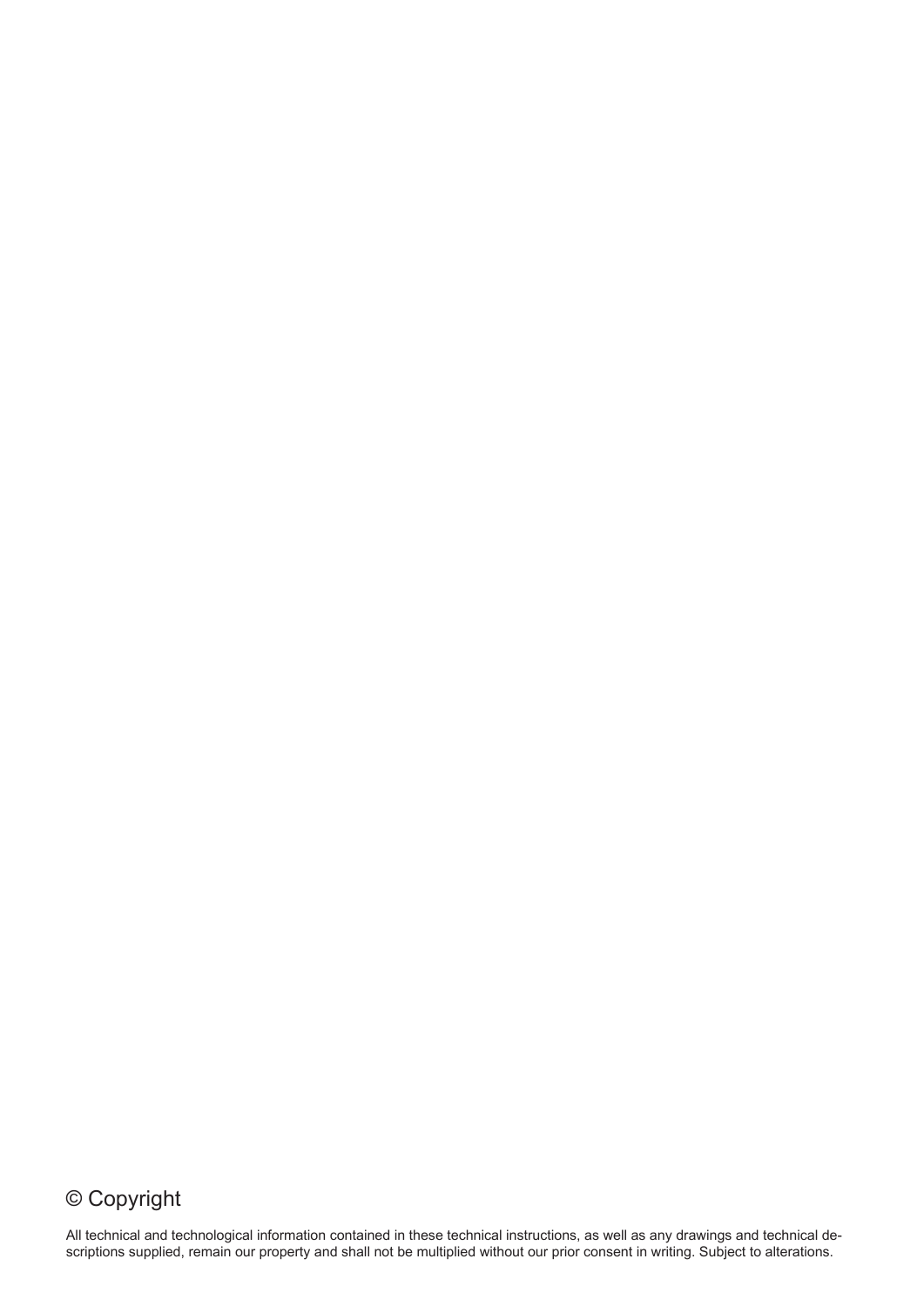## © Copyright

All technical and technological information contained in these technical instructions, as well as any drawings and technical descriptions supplied, remain our property and shall not be multiplied without our prior consent in writing. Subject to alterations.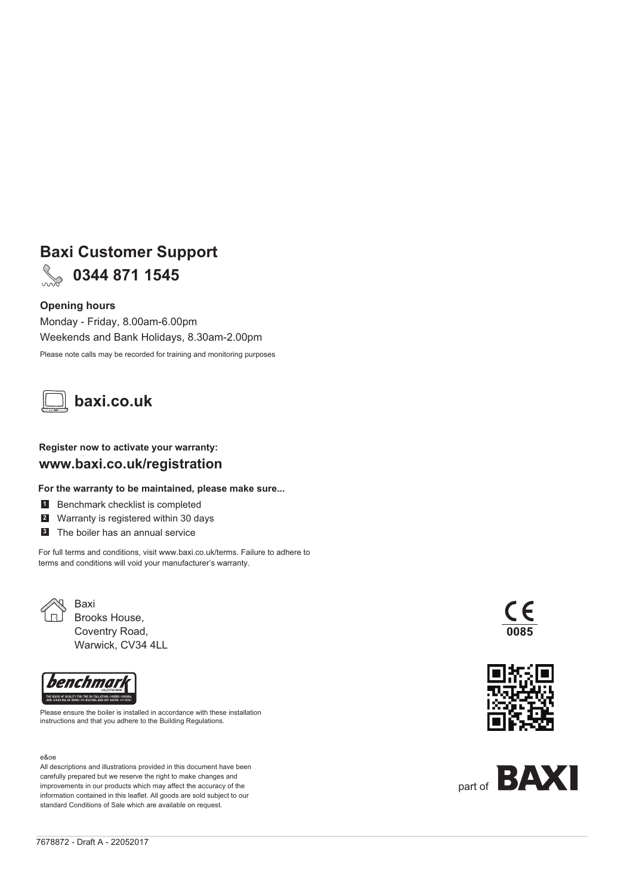## Baxi Customer Support

**0344 871 1545**

**Opening hours**

Monday - Friday, 8.00am-6.00pm

Weekends and Bank Holidays, 8.30am-2.00pm

Please note calls may be recorded for training and monitoring purposes

**baxi.co.uk**

**Register now to activate your warranty:**

**www.baxi.co.uk/registration**

**For the warranty to be maintained, please make sure...**

1. Benchmark checklist is completed
2. Warranty is registered within 30 days
3. The boiler has an annual service

For full terms and conditions, visit www.baxi.co.uk/terms. Failure to adhere to terms and conditions will void your manufacturer's warranty.

Baxi
Brooks House,
Coventry Road,
Warwick, CV34 4LL

CE 0085

benchmark

THE MARK OF QUALITY FOR THE INSTALLATION, COMMISSIONING AND SERVICING OF DOMESTIC HEATING AND HOT WATER SYSTEMS

Please ensure the boiler is installed in accordance with these installation instructions and that you adhere to the Building Regulations.

e&oe

All descriptions and illustrations provided in this document have been carefully prepared but we reserve the right to make changes and improvements in our products which may affect the accuracy of the information contained in this leaflet. All goods are sold subject to our standard Conditions of Sale which are available on request.

part of BAXI

7678872 - Draft A - 22052017